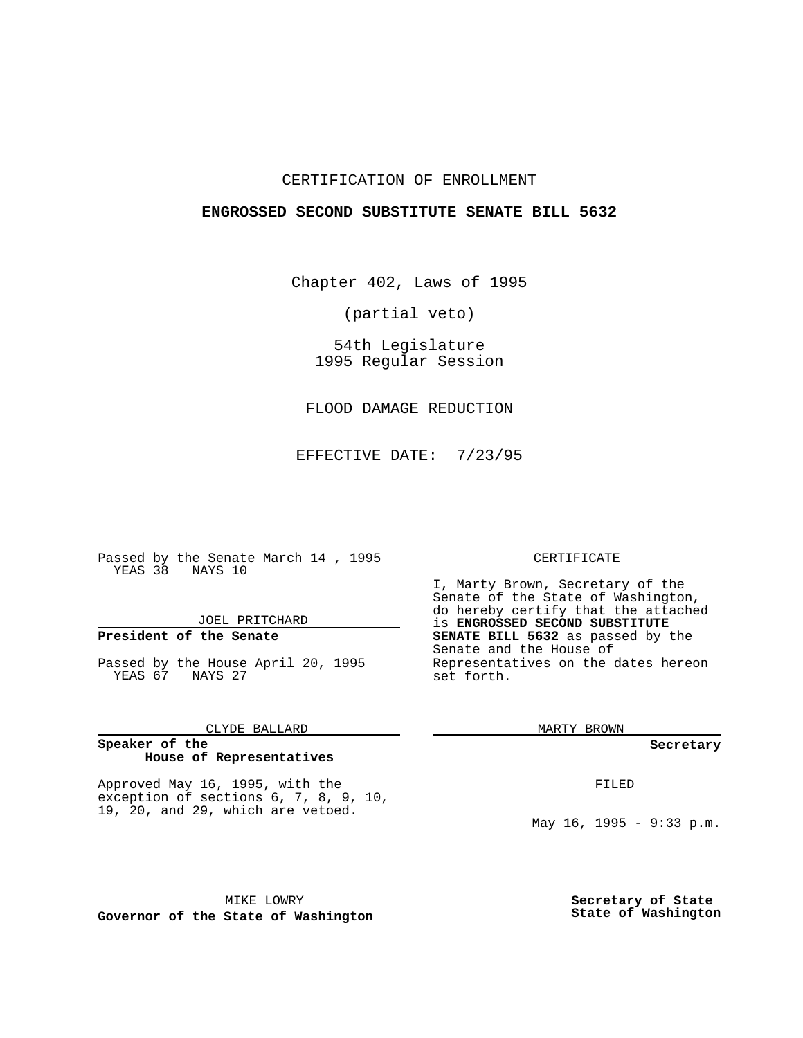CERTIFICATION OF ENROLLMENT

**ENGROSSED SECOND SUBSTITUTE SENATE BILL 5632**

Chapter 402, Laws of 1995

(partial veto)

54th Legislature
1995 Regular Session

FLOOD DAMAGE REDUCTION

EFFECTIVE DATE: 7/23/95

Passed by the Senate March 14 , 1995
YEAS 38 NAYS 10

JOEL PRITCHARD

**President of the Senate**

Passed by the House April 20, 1995
YEAS 67 NAYS 27

CLYDE BALLARD

**Speaker of the House of Representatives**

Approved May 16, 1995, with the exception of sections 6, 7, 8, 9, 10, 19, 20, and 29, which are vetoed.

MIKE LOWRY

**Governor of the State of Washington**

CERTIFICATE

I, Marty Brown, Secretary of the Senate of the State of Washington, do hereby certify that the attached is **ENGROSSED SECOND SUBSTITUTE SENATE BILL 5632** as passed by the Senate and the House of Representatives on the dates hereon set forth.

MARTY BROWN

**Secretary**

FILED

May 16, 1995 - 9:33 p.m.

**Secretary of State
State of Washington**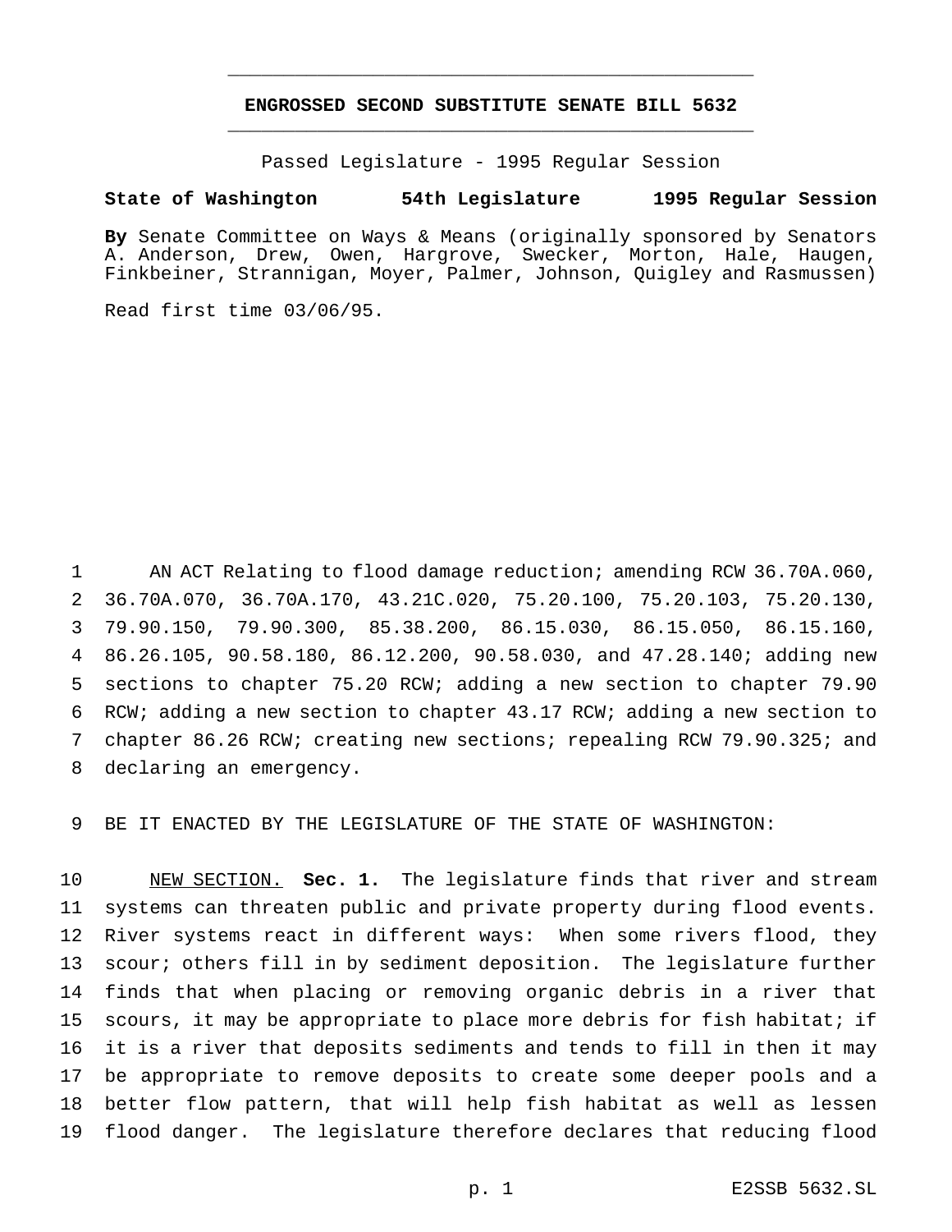# ENGROSSED SECOND SUBSTITUTE SENATE BILL 5632

Passed Legislature - 1995 Regular Session

**State of Washington 54th Legislature 1995 Regular Session**

**By** Senate Committee on Ways & Means (originally sponsored by Senators A. Anderson, Drew, Owen, Hargrove, Swecker, Morton, Hale, Haugen, Finkbeiner, Strannigan, Moyer, Palmer, Johnson, Quigley and Rasmussen)

Read first time 03/06/95.

AN ACT Relating to flood damage reduction; amending RCW 36.70A.060, 36.70A.070, 36.70A.170, 43.21C.020, 75.20.100, 75.20.103, 75.20.130, 79.90.150, 79.90.300, 85.38.200, 86.15.030, 86.15.050, 86.15.160, 86.26.105, 90.58.180, 86.12.200, 90.58.030, and 47.28.140; adding new sections to chapter 75.20 RCW; adding a new section to chapter 79.90 RCW; adding a new section to chapter 43.17 RCW; adding a new section to chapter 86.26 RCW; creating new sections; repealing RCW 79.90.325; and declaring an emergency.

BE IT ENACTED BY THE LEGISLATURE OF THE STATE OF WASHINGTON:

NEW SECTION. **Sec. 1.** The legislature finds that river and stream systems can threaten public and private property during flood events. River systems react in different ways: When some rivers flood, they scour; others fill in by sediment deposition. The legislature further finds that when placing or removing organic debris in a river that scours, it may be appropriate to place more debris for fish habitat; if it is a river that deposits sediments and tends to fill in then it may be appropriate to remove deposits to create some deeper pools and a better flow pattern, that will help fish habitat as well as lessen flood danger. The legislature therefore declares that reducing flood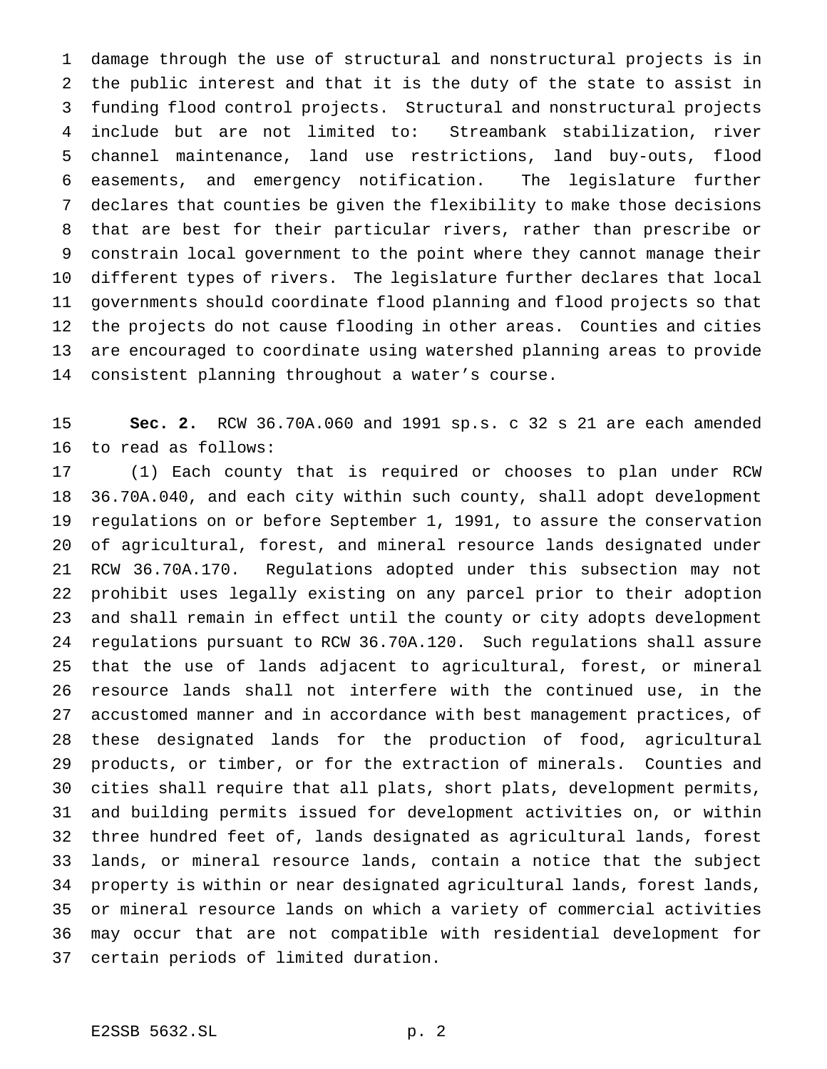damage through the use of structural and nonstructural projects is in the public interest and that it is the duty of the state to assist in funding flood control projects. Structural and nonstructural projects include but are not limited to: Streambank stabilization, river channel maintenance, land use restrictions, land buy-outs, flood easements, and emergency notification. The legislature further declares that counties be given the flexibility to make those decisions that are best for their particular rivers, rather than prescribe or constrain local government to the point where they cannot manage their different types of rivers. The legislature further declares that local governments should coordinate flood planning and flood projects so that the projects do not cause flooding in other areas. Counties and cities are encouraged to coordinate using watershed planning areas to provide consistent planning throughout a water's course.

**Sec. 2.** RCW 36.70A.060 and 1991 sp.s. c 32 s 21 are each amended to read as follows:

(1) Each county that is required or chooses to plan under RCW 36.70A.040, and each city within such county, shall adopt development regulations on or before September 1, 1991, to assure the conservation of agricultural, forest, and mineral resource lands designated under RCW 36.70A.170. Regulations adopted under this subsection may not prohibit uses legally existing on any parcel prior to their adoption and shall remain in effect until the county or city adopts development regulations pursuant to RCW 36.70A.120. Such regulations shall assure that the use of lands adjacent to agricultural, forest, or mineral resource lands shall not interfere with the continued use, in the accustomed manner and in accordance with best management practices, of these designated lands for the production of food, agricultural products, or timber, or for the extraction of minerals. Counties and cities shall require that all plats, short plats, development permits, and building permits issued for development activities on, or within three hundred feet of, lands designated as agricultural lands, forest lands, or mineral resource lands, contain a notice that the subject property is within or near designated agricultural lands, forest lands, or mineral resource lands on which a variety of commercial activities may occur that are not compatible with residential development for certain periods of limited duration.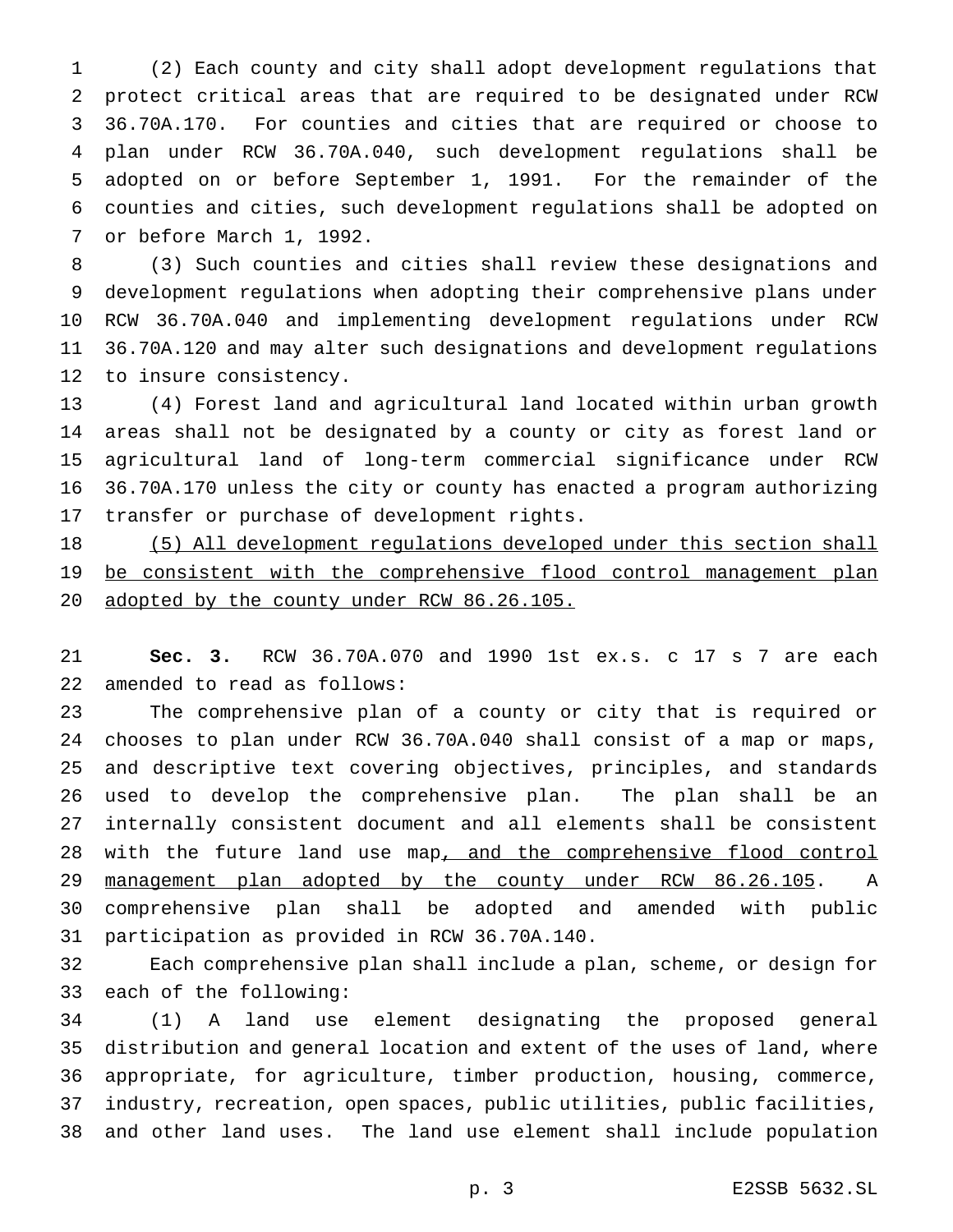(2) Each county and city shall adopt development regulations that protect critical areas that are required to be designated under RCW 36.70A.170. For counties and cities that are required or choose to plan under RCW 36.70A.040, such development regulations shall be adopted on or before September 1, 1991. For the remainder of the counties and cities, such development regulations shall be adopted on or before March 1, 1992.

(3) Such counties and cities shall review these designations and development regulations when adopting their comprehensive plans under RCW 36.70A.040 and implementing development regulations under RCW 36.70A.120 and may alter such designations and development regulations to insure consistency.

(4) Forest land and agricultural land located within urban growth areas shall not be designated by a county or city as forest land or agricultural land of long-term commercial significance under RCW 36.70A.170 unless the city or county has enacted a program authorizing transfer or purchase of development rights.

<u>(5) All development regulations developed under this section shall be consistent with the comprehensive flood control management plan adopted by the county under RCW 86.26.105.</u>

**Sec. 3.** RCW 36.70A.070 and 1990 1st ex.s. c 17 s 7 are each amended to read as follows:

The comprehensive plan of a county or city that is required or chooses to plan under RCW 36.70A.040 shall consist of a map or maps, and descriptive text covering objectives, principles, and standards used to develop the comprehensive plan. The plan shall be an internally consistent document and all elements shall be consistent with the future land use map<u>, and the comprehensive flood control management plan adopted by the county under RCW 86.26.105</u>. A comprehensive plan shall be adopted and amended with public participation as provided in RCW 36.70A.140.

Each comprehensive plan shall include a plan, scheme, or design for each of the following:

(1) A land use element designating the proposed general distribution and general location and extent of the uses of land, where appropriate, for agriculture, timber production, housing, commerce, industry, recreation, open spaces, public utilities, public facilities, and other land uses. The land use element shall include population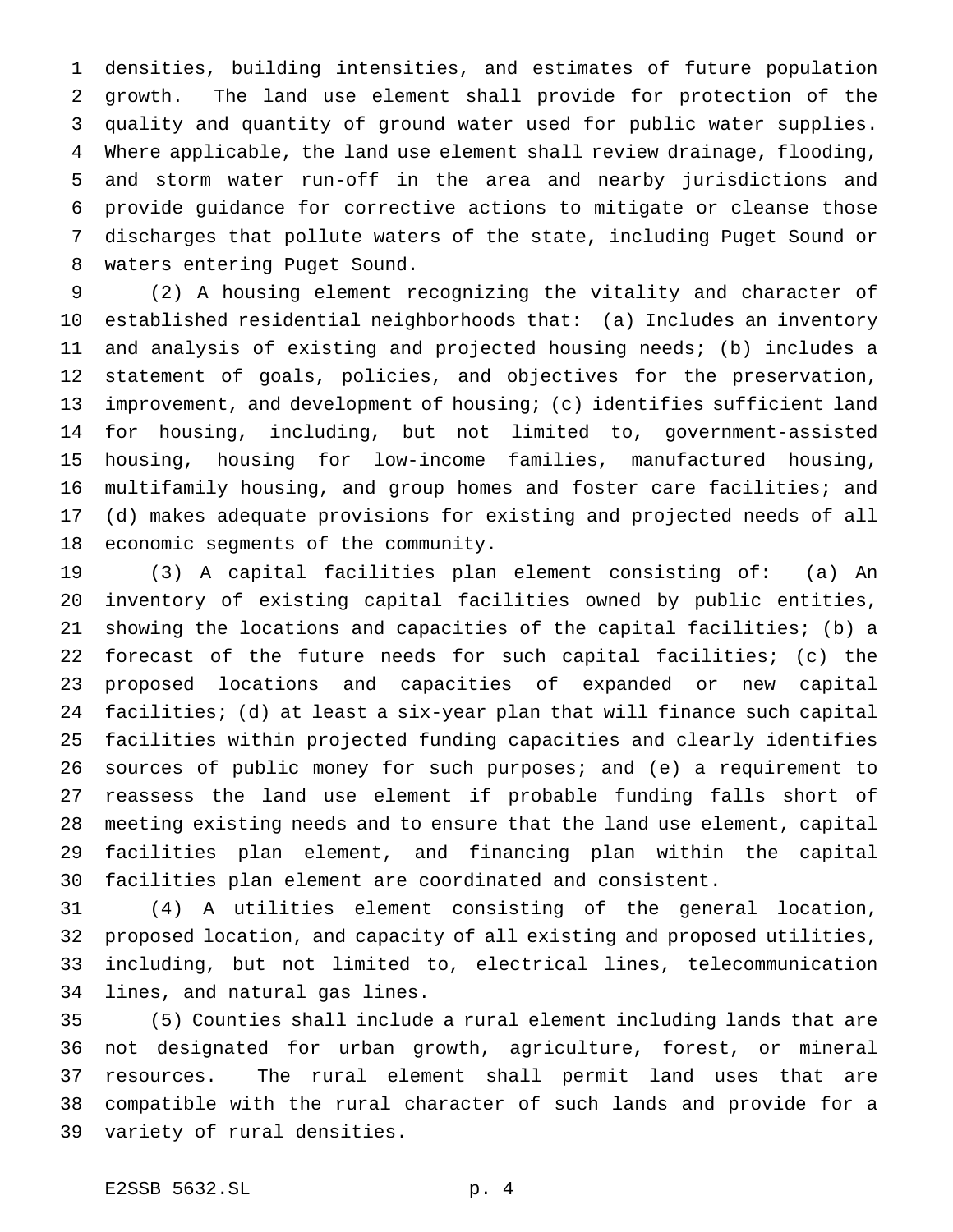densities, building intensities, and estimates of future population growth. The land use element shall provide for protection of the quality and quantity of ground water used for public water supplies. Where applicable, the land use element shall review drainage, flooding, and storm water run-off in the area and nearby jurisdictions and provide guidance for corrective actions to mitigate or cleanse those discharges that pollute waters of the state, including Puget Sound or waters entering Puget Sound.

(2) A housing element recognizing the vitality and character of established residential neighborhoods that: (a) Includes an inventory and analysis of existing and projected housing needs; (b) includes a statement of goals, policies, and objectives for the preservation, improvement, and development of housing; (c) identifies sufficient land for housing, including, but not limited to, government-assisted housing, housing for low-income families, manufactured housing, multifamily housing, and group homes and foster care facilities; and (d) makes adequate provisions for existing and projected needs of all economic segments of the community.

(3) A capital facilities plan element consisting of: (a) An inventory of existing capital facilities owned by public entities, showing the locations and capacities of the capital facilities; (b) a forecast of the future needs for such capital facilities; (c) the proposed locations and capacities of expanded or new capital facilities; (d) at least a six-year plan that will finance such capital facilities within projected funding capacities and clearly identifies sources of public money for such purposes; and (e) a requirement to reassess the land use element if probable funding falls short of meeting existing needs and to ensure that the land use element, capital facilities plan element, and financing plan within the capital facilities plan element are coordinated and consistent.

(4) A utilities element consisting of the general location, proposed location, and capacity of all existing and proposed utilities, including, but not limited to, electrical lines, telecommunication lines, and natural gas lines.

(5) Counties shall include a rural element including lands that are not designated for urban growth, agriculture, forest, or mineral resources. The rural element shall permit land uses that are compatible with the rural character of such lands and provide for a variety of rural densities.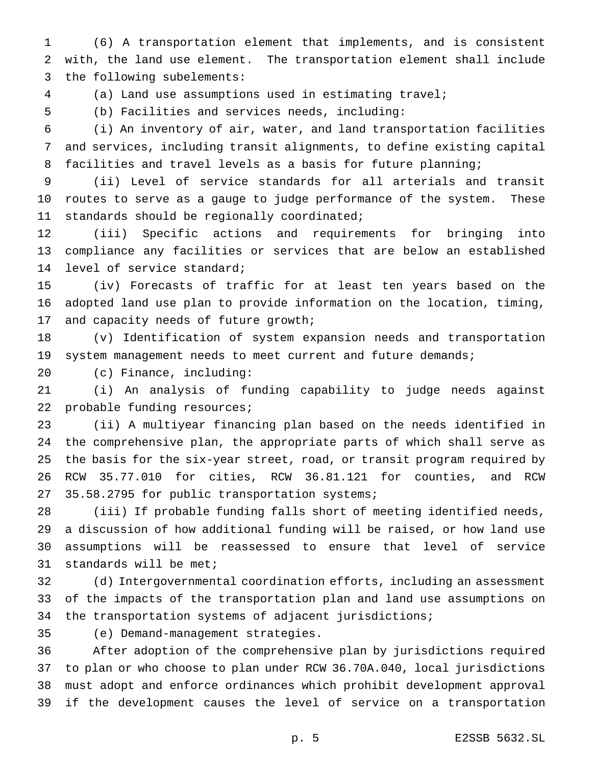(6) A transportation element that implements, and is consistent with, the land use element. The transportation element shall include the following subelements:

(a) Land use assumptions used in estimating travel;

(b) Facilities and services needs, including:

(i) An inventory of air, water, and land transportation facilities and services, including transit alignments, to define existing capital facilities and travel levels as a basis for future planning;

(ii) Level of service standards for all arterials and transit routes to serve as a gauge to judge performance of the system. These standards should be regionally coordinated;

(iii) Specific actions and requirements for bringing into compliance any facilities or services that are below an established level of service standard;

(iv) Forecasts of traffic for at least ten years based on the adopted land use plan to provide information on the location, timing, and capacity needs of future growth;

(v) Identification of system expansion needs and transportation system management needs to meet current and future demands;

(c) Finance, including:

(i) An analysis of funding capability to judge needs against probable funding resources;

(ii) A multiyear financing plan based on the needs identified in the comprehensive plan, the appropriate parts of which shall serve as the basis for the six-year street, road, or transit program required by RCW 35.77.010 for cities, RCW 36.81.121 for counties, and RCW 35.58.2795 for public transportation systems;

(iii) If probable funding falls short of meeting identified needs, a discussion of how additional funding will be raised, or how land use assumptions will be reassessed to ensure that level of service standards will be met;

(d) Intergovernmental coordination efforts, including an assessment of the impacts of the transportation plan and land use assumptions on the transportation systems of adjacent jurisdictions;

(e) Demand-management strategies.

After adoption of the comprehensive plan by jurisdictions required to plan or who choose to plan under RCW 36.70A.040, local jurisdictions must adopt and enforce ordinances which prohibit development approval if the development causes the level of service on a transportation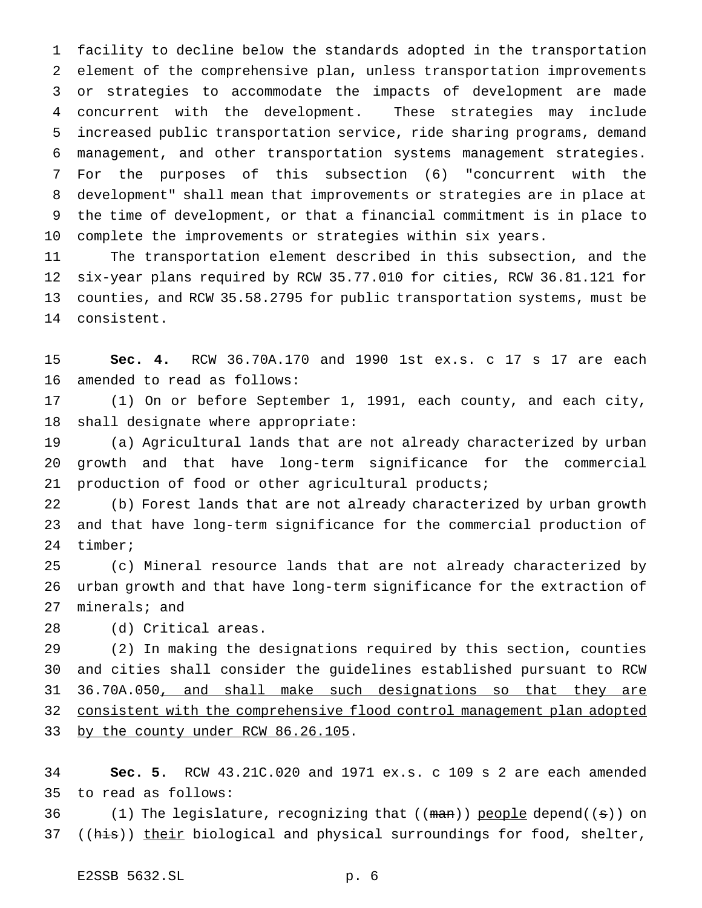facility to decline below the standards adopted in the transportation element of the comprehensive plan, unless transportation improvements or strategies to accommodate the impacts of development are made concurrent with the development. These strategies may include increased public transportation service, ride sharing programs, demand management, and other transportation systems management strategies. For the purposes of this subsection (6) "concurrent with the development" shall mean that improvements or strategies are in place at the time of development, or that a financial commitment is in place to complete the improvements or strategies within six years.

The transportation element described in this subsection, and the six-year plans required by RCW 35.77.010 for cities, RCW 36.81.121 for counties, and RCW 35.58.2795 for public transportation systems, must be consistent.

**Sec. 4.** RCW 36.70A.170 and 1990 1st ex.s. c 17 s 17 are each amended to read as follows:

(1) On or before September 1, 1991, each county, and each city, shall designate where appropriate:

(a) Agricultural lands that are not already characterized by urban growth and that have long-term significance for the commercial production of food or other agricultural products;

(b) Forest lands that are not already characterized by urban growth and that have long-term significance for the commercial production of timber;

(c) Mineral resource lands that are not already characterized by urban growth and that have long-term significance for the extraction of minerals; and

(d) Critical areas.

(2) In making the designations required by this section, counties and cities shall consider the guidelines established pursuant to RCW 36.70A.050, and shall make such designations so that they are consistent with the comprehensive flood control management plan adopted by the county under RCW 86.26.105.

**Sec. 5.** RCW 43.21C.020 and 1971 ex.s. c 109 s 2 are each amended to read as follows:

(1) The legislature, recognizing that ((~~man~~)) people depend((~~s~~)) on ((~~his~~)) their biological and physical surroundings for food, shelter,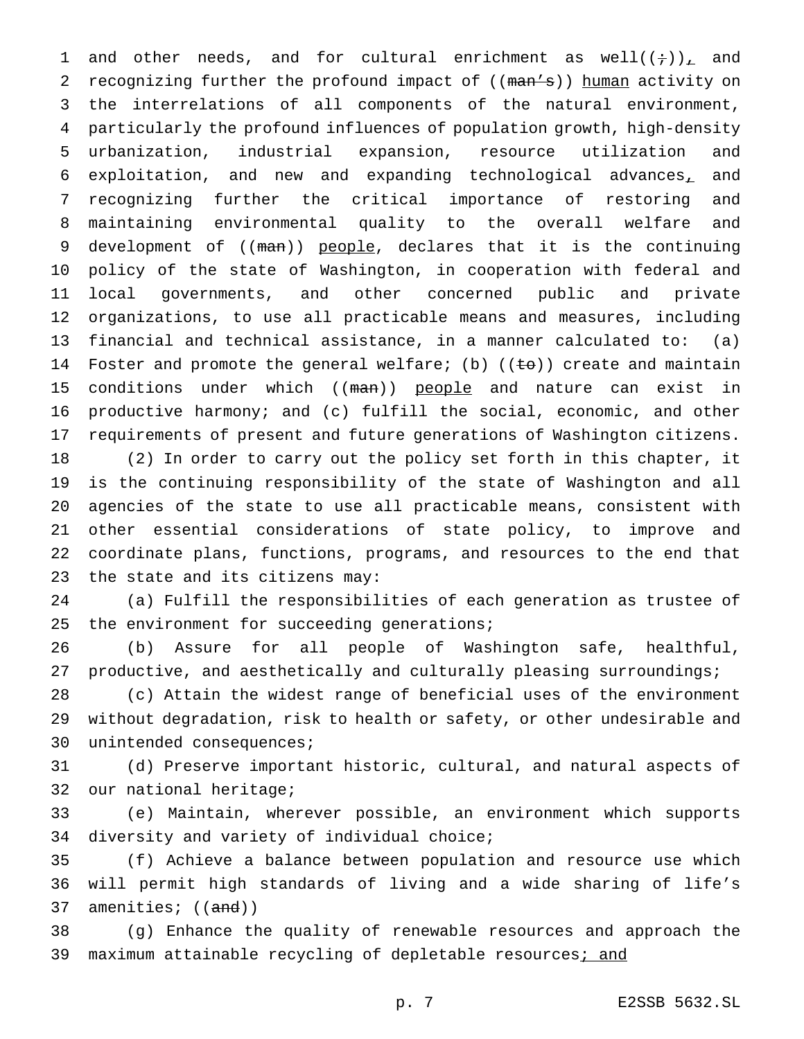and other needs, and for cultural enrichment as well((;)), and recognizing further the profound impact of ((man's)) human activity on the interrelations of all components of the natural environment, particularly the profound influences of population growth, high-density urbanization, industrial expansion, resource utilization and exploitation, and new and expanding technological advances, and recognizing further the critical importance of restoring and maintaining environmental quality to the overall welfare and development of ((man)) people, declares that it is the continuing policy of the state of Washington, in cooperation with federal and local governments, and other concerned public and private organizations, to use all practicable means and measures, including financial and technical assistance, in a manner calculated to: (a) Foster and promote the general welfare; (b) ((to)) create and maintain conditions under which ((man)) people and nature can exist in productive harmony; and (c) fulfill the social, economic, and other requirements of present and future generations of Washington citizens.

(2) In order to carry out the policy set forth in this chapter, it is the continuing responsibility of the state of Washington and all agencies of the state to use all practicable means, consistent with other essential considerations of state policy, to improve and coordinate plans, functions, programs, and resources to the end that the state and its citizens may:

(a) Fulfill the responsibilities of each generation as trustee of the environment for succeeding generations;

(b) Assure for all people of Washington safe, healthful, productive, and aesthetically and culturally pleasing surroundings;

(c) Attain the widest range of beneficial uses of the environment without degradation, risk to health or safety, or other undesirable and unintended consequences;

(d) Preserve important historic, cultural, and natural aspects of our national heritage;

(e) Maintain, wherever possible, an environment which supports diversity and variety of individual choice;

(f) Achieve a balance between population and resource use which will permit high standards of living and a wide sharing of life's amenities; ((and))

(g) Enhance the quality of renewable resources and approach the maximum attainable recycling of depletable resources; and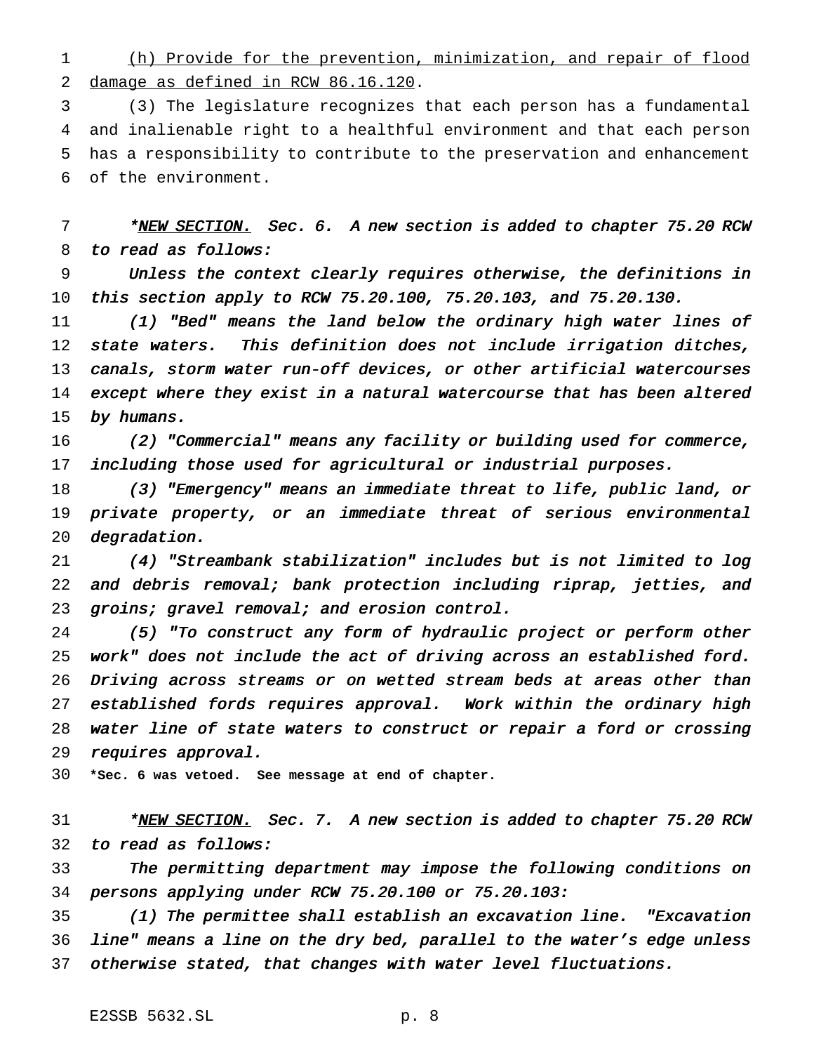(h) Provide for the prevention, minimization, and repair of flood damage as defined in RCW 86.16.120.

(3) The legislature recognizes that each person has a fundamental and inalienable right to a healthful environment and that each person has a responsibility to contribute to the preservation and enhancement of the environment.

*<u>NEW SECTION.</u> *Sec. 6. A new section is added to chapter 75.20 RCW to read as follows:*

*Unless the context clearly requires otherwise, the definitions in this section apply to RCW 75.20.100, 75.20.103, and 75.20.130.*

*(1) "Bed" means the land below the ordinary high water lines of state waters. This definition does not include irrigation ditches, canals, storm water run-off devices, or other artificial watercourses except where they exist in a natural watercourse that has been altered by humans.*

*(2) "Commercial" means any facility or building used for commerce, including those used for agricultural or industrial purposes.*

*(3) "Emergency" means an immediate threat to life, public land, or private property, or an immediate threat of serious environmental degradation.*

*(4) "Streambank stabilization" includes but is not limited to log and debris removal; bank protection including riprap, jetties, and groins; gravel removal; and erosion control.*

*(5) "To construct any form of hydraulic project or perform other work" does not include the act of driving across an established ford. Driving across streams or on wetted stream beds at areas other than established fords requires approval. Work within the ordinary high water line of state waters to construct or repair a ford or crossing requires approval.*

**\*Sec. 6 was vetoed. See message at end of chapter.**

*<u>NEW SECTION.</u> *Sec. 7. A new section is added to chapter 75.20 RCW to read as follows:*

*The permitting department may impose the following conditions on persons applying under RCW 75.20.100 or 75.20.103:*

*(1) The permittee shall establish an excavation line. "Excavation line" means a line on the dry bed, parallel to the water's edge unless otherwise stated, that changes with water level fluctuations.*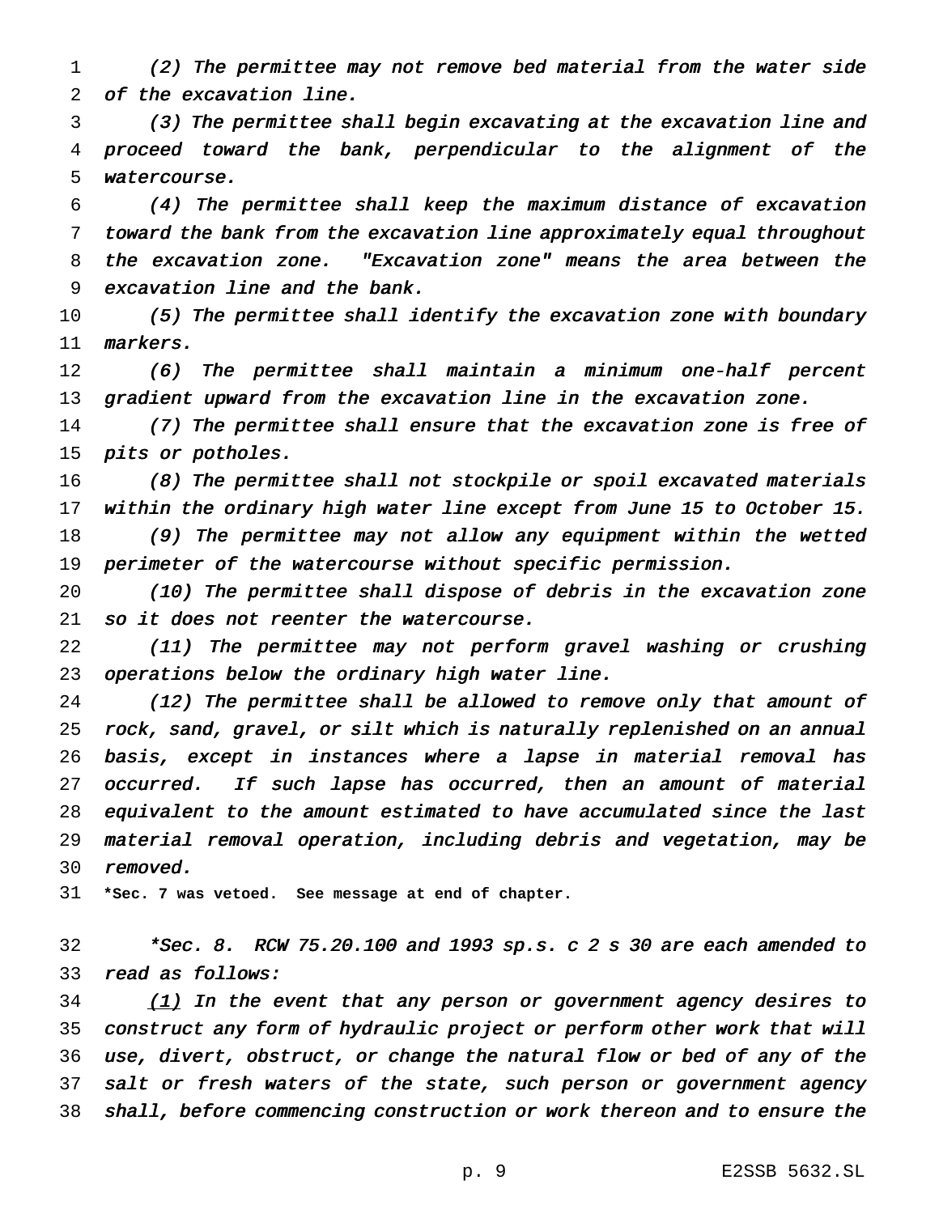*(2) The permittee may not remove bed material from the water side of the excavation line.*

*(3) The permittee shall begin excavating at the excavation line and proceed toward the bank, perpendicular to the alignment of the watercourse.*

*(4) The permittee shall keep the maximum distance of excavation toward the bank from the excavation line approximately equal throughout the excavation zone. "Excavation zone" means the area between the excavation line and the bank.*

*(5) The permittee shall identify the excavation zone with boundary markers.*

*(6) The permittee shall maintain a minimum one-half percent gradient upward from the excavation line in the excavation zone.*

*(7) The permittee shall ensure that the excavation zone is free of pits or potholes.*

*(8) The permittee shall not stockpile or spoil excavated materials within the ordinary high water line except from June 15 to October 15.*

*(9) The permittee may not allow any equipment within the wetted perimeter of the watercourse without specific permission.*

*(10) The permittee shall dispose of debris in the excavation zone so it does not reenter the watercourse.*

*(11) The permittee may not perform gravel washing or crushing operations below the ordinary high water line.*

*(12) The permittee shall be allowed to remove only that amount of rock, sand, gravel, or silt which is naturally replenished on an annual basis, except in instances where a lapse in material removal has occurred. If such lapse has occurred, then an amount of material equivalent to the amount estimated to have accumulated since the last material removal operation, including debris and vegetation, may be removed.*

**\*Sec. 7 was vetoed. See message at end of chapter.**

*\*Sec. 8. RCW 75.20.100 and 1993 sp.s. c 2 s 30 are each amended to read as follows:*

*<u>(1)</u> In the event that any person or government agency desires to construct any form of hydraulic project or perform other work that will use, divert, obstruct, or change the natural flow or bed of any of the salt or fresh waters of the state, such person or government agency shall, before commencing construction or work thereon and to ensure the*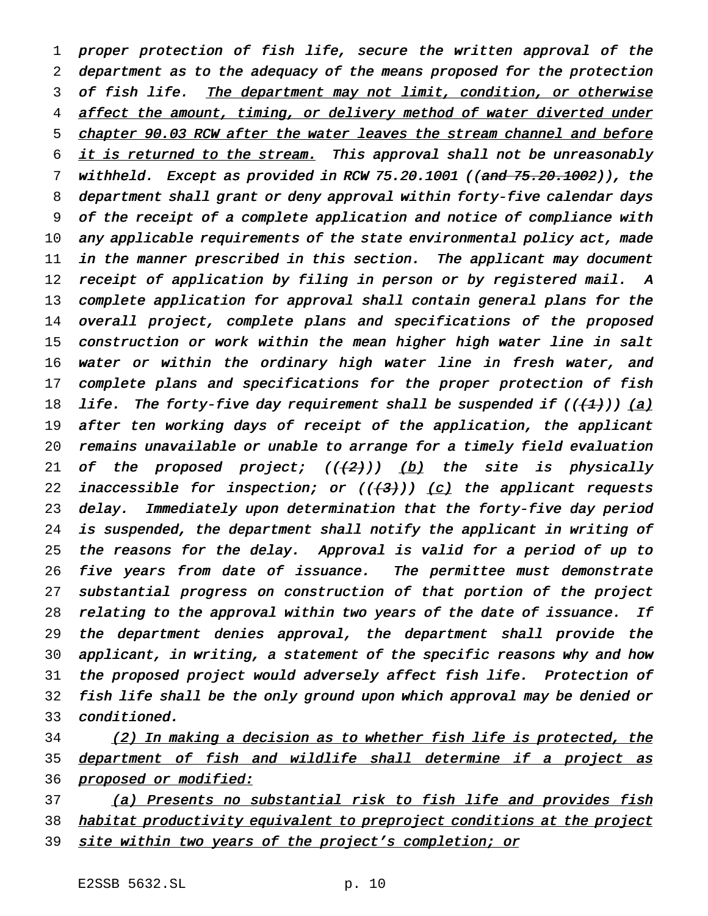proper protection of fish life, secure the written approval of the department as to the adequacy of the means proposed for the protection of fish life. The department may not limit, condition, or otherwise affect the amount, timing, or delivery method of water diverted under chapter 90.03 RCW after the water leaves the stream channel and before it is returned to the stream. This approval shall not be unreasonably withheld. Except as provided in RCW 75.20.1001 ((and 75.20.1002)), the department shall grant or deny approval within forty-five calendar days of the receipt of a complete application and notice of compliance with any applicable requirements of the state environmental policy act, made in the manner prescribed in this section. The applicant may document receipt of application by filing in person or by registered mail. A complete application for approval shall contain general plans for the overall project, complete plans and specifications of the proposed construction or work within the mean higher high water line in salt water or within the ordinary high water line in fresh water, and complete plans and specifications for the proper protection of fish life. The forty-five day requirement shall be suspended if (((1))) (a) after ten working days of receipt of the application, the applicant remains unavailable or unable to arrange for a timely field evaluation of the proposed project; (((2))) (b) the site is physically inaccessible for inspection; or (((3))) (c) the applicant requests delay. Immediately upon determination that the forty-five day period is suspended, the department shall notify the applicant in writing of the reasons for the delay. Approval is valid for a period of up to five years from date of issuance. The permittee must demonstrate substantial progress on construction of that portion of the project relating to the approval within two years of the date of issuance. If the department denies approval, the department shall provide the applicant, in writing, a statement of the specific reasons why and how the proposed project would adversely affect fish life. Protection of fish life shall be the only ground upon which approval may be denied or conditioned.

(2) In making a decision as to whether fish life is protected, the department of fish and wildlife shall determine if a project as proposed or modified:

(a) Presents no substantial risk to fish life and provides fish habitat productivity equivalent to preproject conditions at the project site within two years of the project's completion; or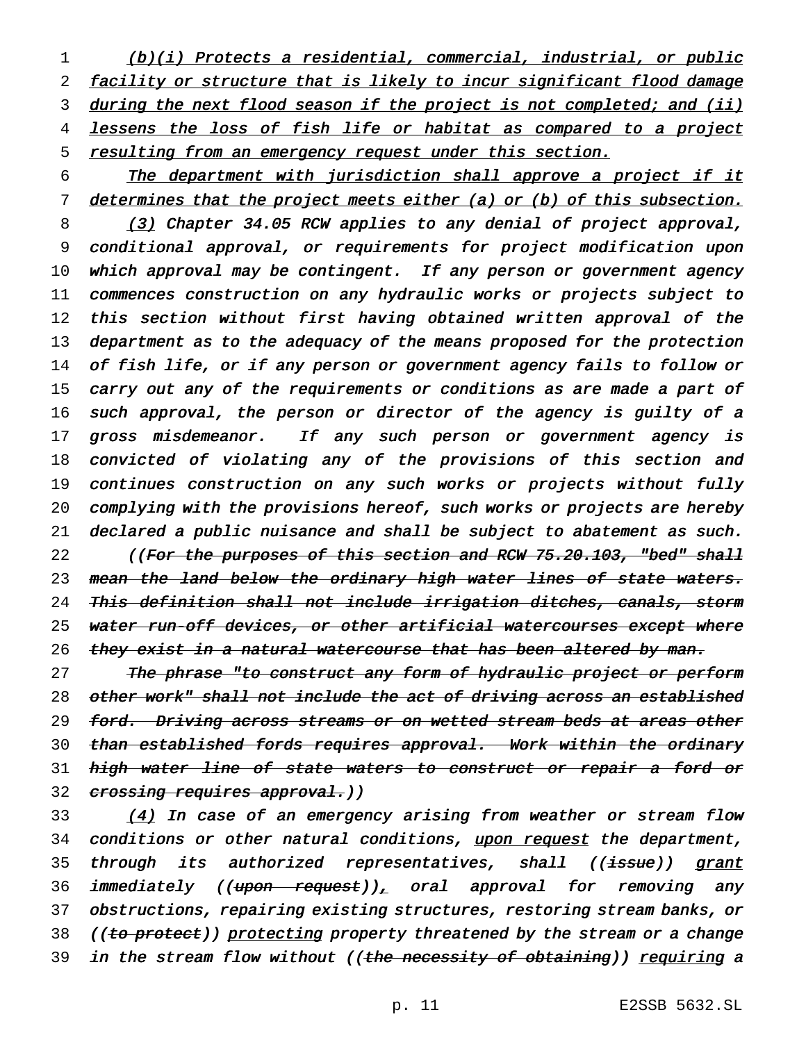(b)(i) Protects a residential, commercial, industrial, or public facility or structure that is likely to incur significant flood damage during the next flood season if the project is not completed; and (ii) lessens the loss of fish life or habitat as compared to a project resulting from an emergency request under this section.

The department with jurisdiction shall approve a project if it determines that the project meets either (a) or (b) of this subsection.

(3) Chapter 34.05 RCW applies to any denial of project approval, conditional approval, or requirements for project modification upon which approval may be contingent. If any person or government agency commences construction on any hydraulic works or projects subject to this section without first having obtained written approval of the department as to the adequacy of the means proposed for the protection of fish life, or if any person or government agency fails to follow or carry out any of the requirements or conditions as are made a part of such approval, the person or director of the agency is guilty of a gross misdemeanor. If any such person or government agency is convicted of violating any of the provisions of this section and continues construction on any such works or projects without fully complying with the provisions hereof, such works or projects are hereby declared a public nuisance and shall be subject to abatement as such.

((~~For the purposes of this section and RCW 75.20.103, "bed" shall mean the land below the ordinary high water lines of state waters. This definition shall not include irrigation ditches, canals, storm water run-off devices, or other artificial watercourses except where they exist in a natural watercourse that has been altered by man.~~

~~The phrase "to construct any form of hydraulic project or perform other work" shall not include the act of driving across an established ford. Driving across streams or on wetted stream beds at areas other than established fords requires approval. Work within the ordinary high water line of state waters to construct or repair a ford or crossing requires approval.~~))

(4) In case of an emergency arising from weather or stream flow conditions or other natural conditions, upon request the department, through its authorized representatives, shall ((~~issue~~)) grant immediately ((~~upon request~~)), oral approval for removing any obstructions, repairing existing structures, restoring stream banks, or ((~~to protect~~)) protecting property threatened by the stream or a change in the stream flow without ((~~the necessity of obtaining~~)) requiring a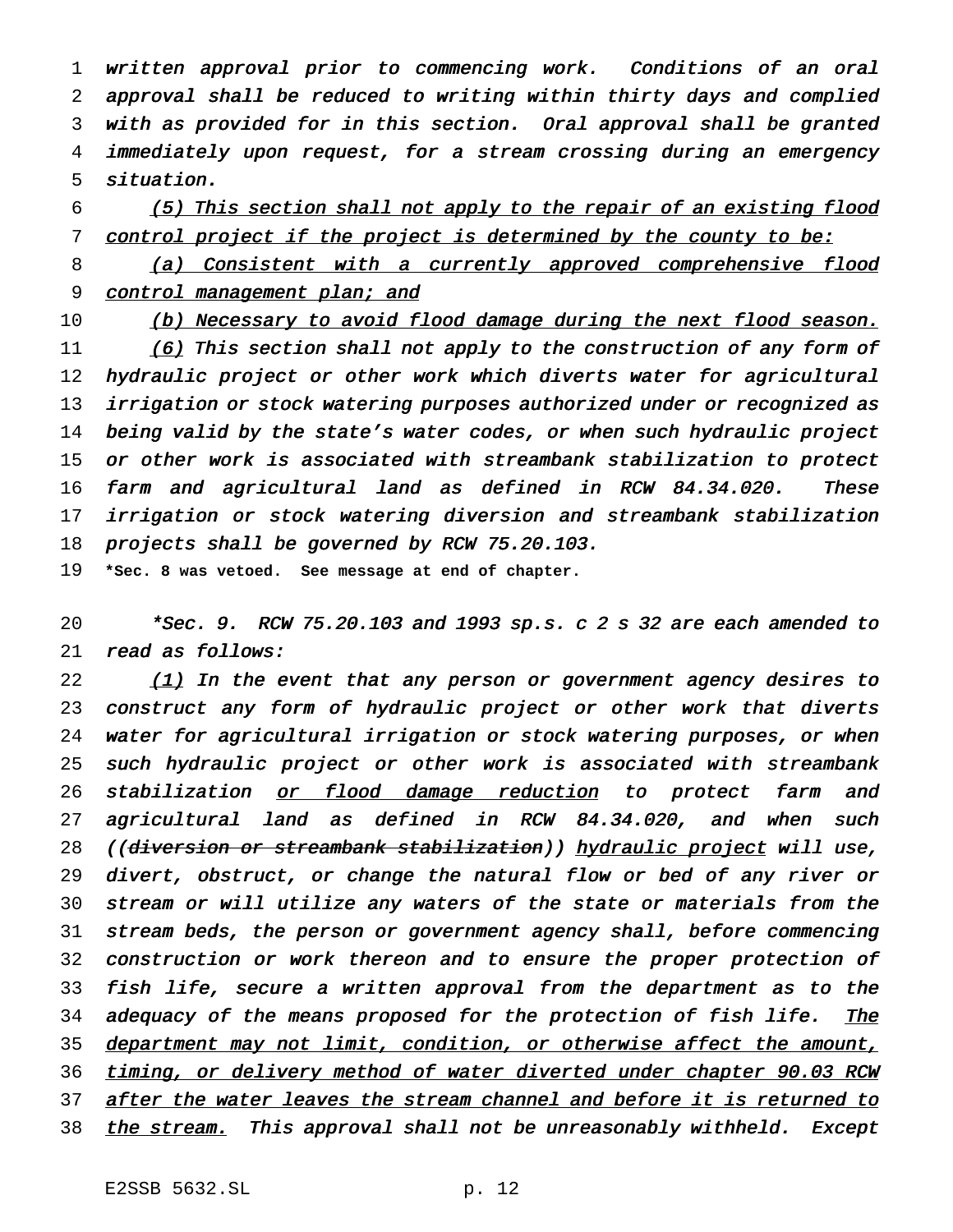*written approval prior to commencing work. Conditions of an oral approval shall be reduced to writing within thirty days and complied with as provided for in this section. Oral approval shall be granted immediately upon request, for a stream crossing during an emergency situation.*

*(5) This section shall not apply to the repair of an existing flood control project if the project is determined by the county to be:*

*(a) Consistent with a currently approved comprehensive flood control management plan; and*

*(b) Necessary to avoid flood damage during the next flood season.*

*(6) This section shall not apply to the construction of any form of hydraulic project or other work which diverts water for agricultural irrigation or stock watering purposes authorized under or recognized as being valid by the state's water codes, or when such hydraulic project or other work is associated with streambank stabilization to protect farm and agricultural land as defined in RCW 84.34.020. These irrigation or stock watering diversion and streambank stabilization projects shall be governed by RCW 75.20.103.*

**\*Sec. 8 was vetoed. See message at end of chapter.**

*\*Sec. 9. RCW 75.20.103 and 1993 sp.s. c 2 s 32 are each amended to read as follows:*

*(1) In the event that any person or government agency desires to construct any form of hydraulic project or other work that diverts water for agricultural irrigation or stock watering purposes, or when such hydraulic project or other work is associated with streambank stabilization or flood damage reduction to protect farm and agricultural land as defined in RCW 84.34.020, and when such ((~~diversion or streambank stabilization~~)) hydraulic project will use, divert, obstruct, or change the natural flow or bed of any river or stream or will utilize any waters of the state or materials from the stream beds, the person or government agency shall, before commencing construction or work thereon and to ensure the proper protection of fish life, secure a written approval from the department as to the adequacy of the means proposed for the protection of fish life. The department may not limit, condition, or otherwise affect the amount, timing, or delivery method of water diverted under chapter 90.03 RCW after the water leaves the stream channel and before it is returned to the stream. This approval shall not be unreasonably withheld. Except*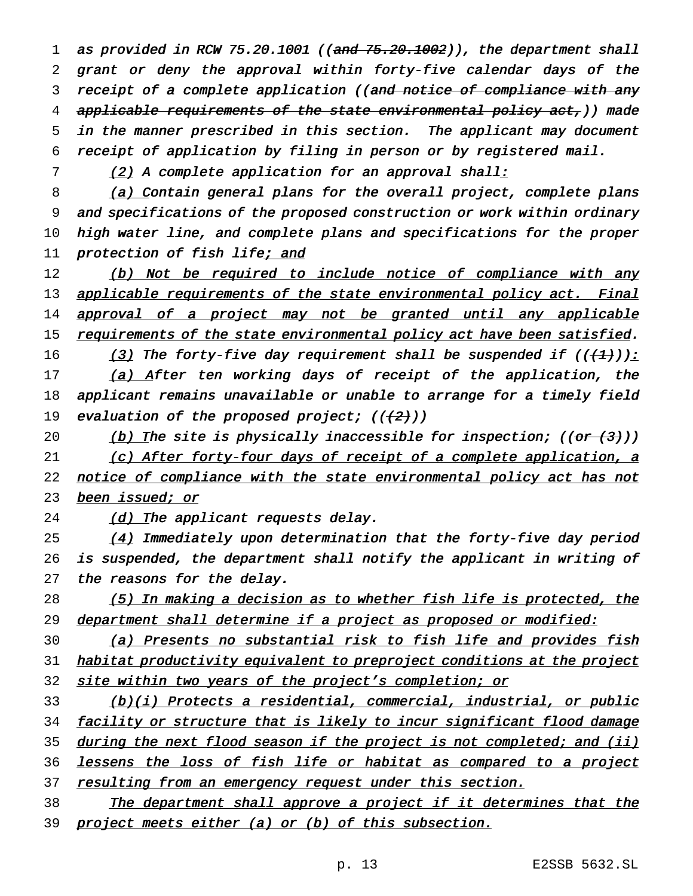as provided in RCW 75.20.1001 ((~~and 75.20.1002~~)), the department shall grant or deny the approval within forty-five calendar days of the receipt of a complete application ((~~and notice of compliance with any applicable requirements of the state environmental policy act,~~)) made in the manner prescribed in this section. The applicant may document receipt of application by filing in person or by registered mail.

<u>(2)</u> A complete application for an approval shall<u>:</u>

<u>(a) C</u>ontain general plans for the overall project, complete plans and specifications of the proposed construction or work within ordinary high water line, and complete plans and specifications for the proper protection of fish life<u>; and</u>

<u>(b) Not be required to include notice of compliance with any applicable requirements of the state environmental policy act. Final approval of a project may not be granted until any applicable requirements of the state environmental policy act have been satisfied</u>.

<u>(3)</u> The forty-five day requirement shall be suspended if ((~~(1)~~))<u>:</u>

<u>(a) A</u>fter ten working days of receipt of the application, the applicant remains unavailable or unable to arrange for a timely field evaluation of the proposed project; ((~~(2)~~))

<u>(b) T</u>he site is physically inaccessible for inspection; ((~~or (3)~~))

<u>(c) After forty-four days of receipt of a complete application, a notice of compliance with the state environmental policy act has not been issued; or</u>

<u>(d) T</u>he applicant requests delay.

<u>(4)</u> Immediately upon determination that the forty-five day period is suspended, the department shall notify the applicant in writing of the reasons for the delay.

<u>(5) In making a decision as to whether fish life is protected, the department shall determine if a project as proposed or modified:</u>

<u>(a) Presents no substantial risk to fish life and provides fish habitat productivity equivalent to preproject conditions at the project site within two years of the project's completion; or</u>

<u>(b)(i) Protects a residential, commercial, industrial, or public facility or structure that is likely to incur significant flood damage during the next flood season if the project is not completed; and (ii) lessens the loss of fish life or habitat as compared to a project resulting from an emergency request under this section.</u>

<u>The department shall approve a project if it determines that the project meets either (a) or (b) of this subsection.</u>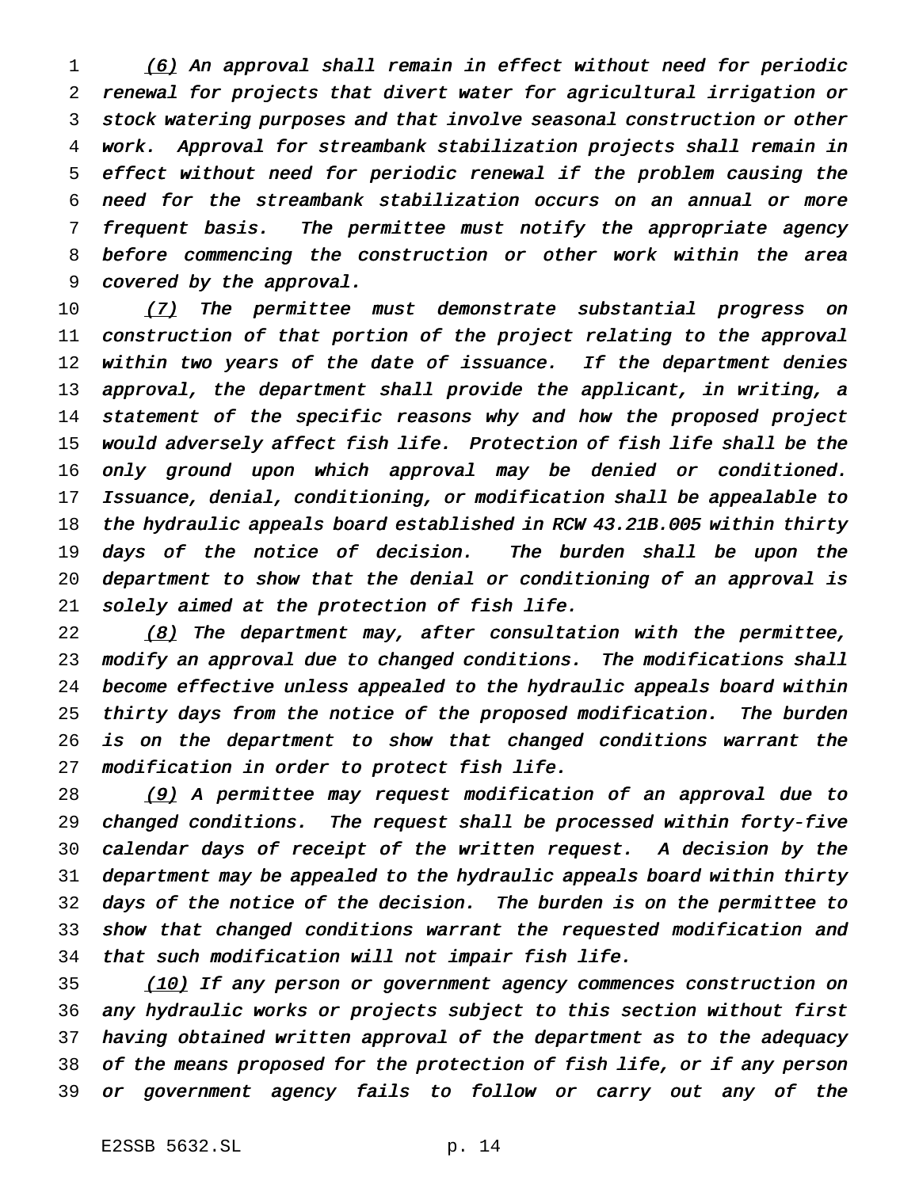*(6) An approval shall remain in effect without need for periodic renewal for projects that divert water for agricultural irrigation or stock watering purposes and that involve seasonal construction or other work. Approval for streambank stabilization projects shall remain in effect without need for periodic renewal if the problem causing the need for the streambank stabilization occurs on an annual or more frequent basis. The permittee must notify the appropriate agency before commencing the construction or other work within the area covered by the approval.*

*(7) The permittee must demonstrate substantial progress on construction of that portion of the project relating to the approval within two years of the date of issuance. If the department denies approval, the department shall provide the applicant, in writing, a statement of the specific reasons why and how the proposed project would adversely affect fish life. Protection of fish life shall be the only ground upon which approval may be denied or conditioned. Issuance, denial, conditioning, or modification shall be appealable to the hydraulic appeals board established in RCW 43.21B.005 within thirty days of the notice of decision. The burden shall be upon the department to show that the denial or conditioning of an approval is solely aimed at the protection of fish life.*

*(8) The department may, after consultation with the permittee, modify an approval due to changed conditions. The modifications shall become effective unless appealed to the hydraulic appeals board within thirty days from the notice of the proposed modification. The burden is on the department to show that changed conditions warrant the modification in order to protect fish life.*

*(9) A permittee may request modification of an approval due to changed conditions. The request shall be processed within forty-five calendar days of receipt of the written request. A decision by the department may be appealed to the hydraulic appeals board within thirty days of the notice of the decision. The burden is on the permittee to show that changed conditions warrant the requested modification and that such modification will not impair fish life.*

*(10) If any person or government agency commences construction on any hydraulic works or projects subject to this section without first having obtained written approval of the department as to the adequacy of the means proposed for the protection of fish life, or if any person or government agency fails to follow or carry out any of the*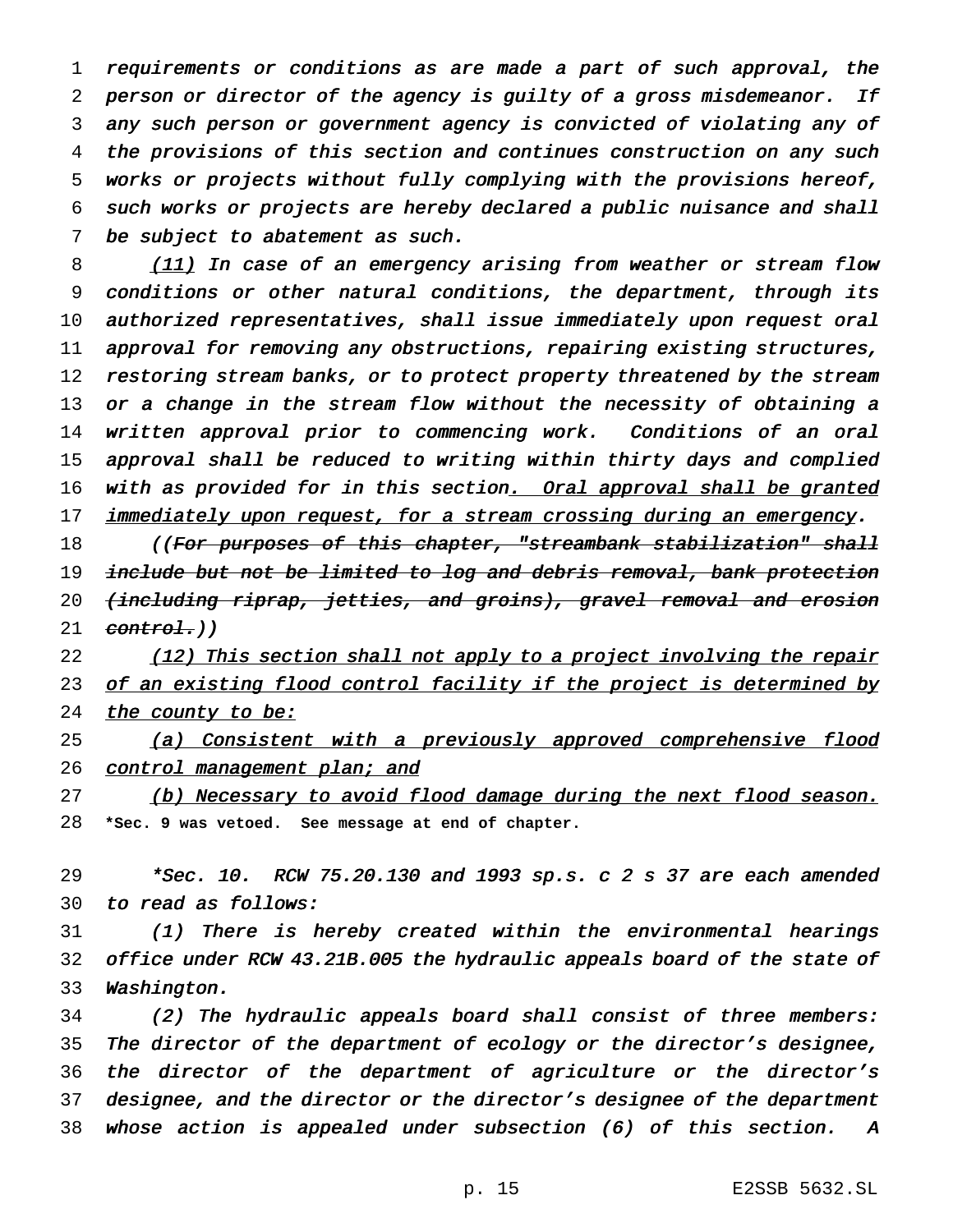*requirements or conditions as are made a part of such approval, the person or director of the agency is guilty of a gross misdemeanor. If any such person or government agency is convicted of violating any of the provisions of this section and continues construction on any such works or projects without fully complying with the provisions hereof, such works or projects are hereby declared a public nuisance and shall be subject to abatement as such.*

*<u>(11)</u> In case of an emergency arising from weather or stream flow conditions or other natural conditions, the department, through its authorized representatives, shall issue immediately upon request oral approval for removing any obstructions, repairing existing structures, restoring stream banks, or to protect property threatened by the stream or a change in the stream flow without the necessity of obtaining a written approval prior to commencing work. Conditions of an oral approval shall be reduced to writing within thirty days and complied with as provided for in this section<u>. Oral approval shall be granted immediately upon request, for a stream crossing during an emergency</u>.*

*((~~For purposes of this chapter, "streambank stabilization" shall include but not be limited to log and debris removal, bank protection (including riprap, jetties, and groins), gravel removal and erosion control.~~))*

*<u>(12) This section shall not apply to a project involving the repair of an existing flood control facility if the project is determined by the county to be:</u>*

*<u>(a) Consistent with a previously approved comprehensive flood control management plan; and</u>*

*<u>(b) Necessary to avoid flood damage during the next flood season.</u>*

**\*Sec. 9 was vetoed. See message at end of chapter.**

*\*Sec. 10. RCW 75.20.130 and 1993 sp.s. c 2 s 37 are each amended to read as follows:*

*(1) There is hereby created within the environmental hearings office under RCW 43.21B.005 the hydraulic appeals board of the state of Washington.*

*(2) The hydraulic appeals board shall consist of three members: The director of the department of ecology or the director's designee, the director of the department of agriculture or the director's designee, and the director or the director's designee of the department whose action is appealed under subsection (6) of this section. A*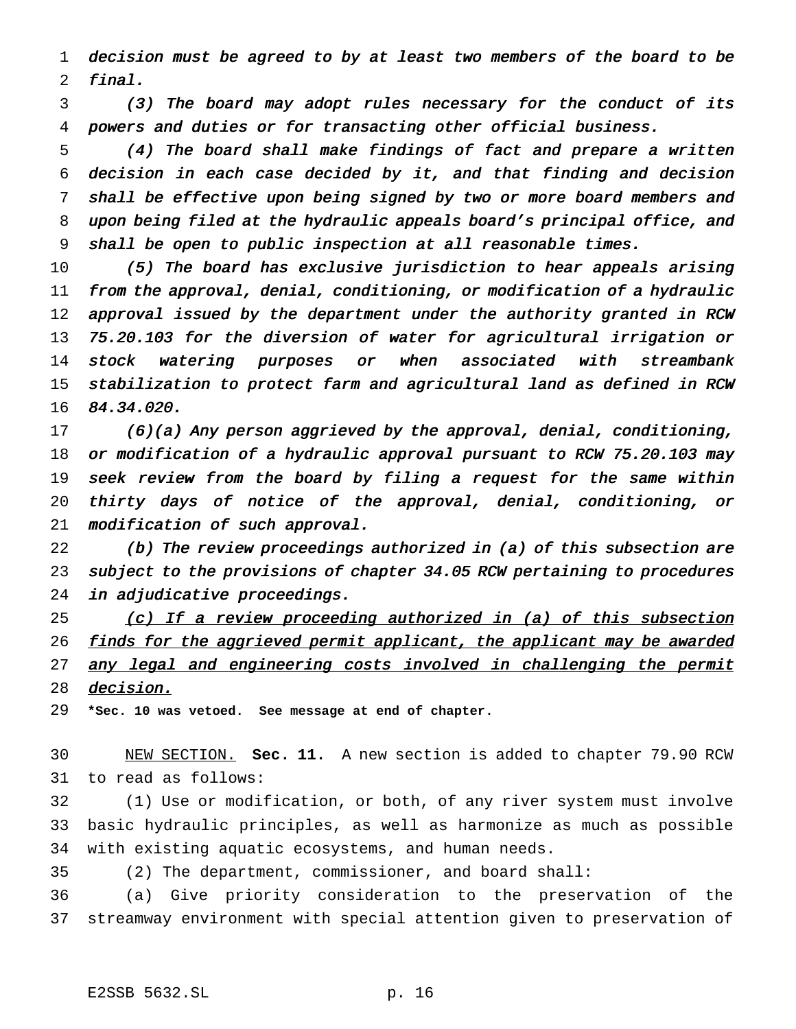*decision must be agreed to by at least two members of the board to be final.*

*(3) The board may adopt rules necessary for the conduct of its powers and duties or for transacting other official business.*

*(4) The board shall make findings of fact and prepare a written decision in each case decided by it, and that finding and decision shall be effective upon being signed by two or more board members and upon being filed at the hydraulic appeals board's principal office, and shall be open to public inspection at all reasonable times.*

*(5) The board has exclusive jurisdiction to hear appeals arising from the approval, denial, conditioning, or modification of a hydraulic approval issued by the department under the authority granted in RCW 75.20.103 for the diversion of water for agricultural irrigation or stock watering purposes or when associated with streambank stabilization to protect farm and agricultural land as defined in RCW 84.34.020.*

*(6)(a) Any person aggrieved by the approval, denial, conditioning, or modification of a hydraulic approval pursuant to RCW 75.20.103 may seek review from the board by filing a request for the same within thirty days of notice of the approval, denial, conditioning, or modification of such approval.*

*(b) The review proceedings authorized in (a) of this subsection are subject to the provisions of chapter 34.05 RCW pertaining to procedures in adjudicative proceedings.*

*(c) If a review proceeding authorized in (a) of this subsection finds for the aggrieved permit applicant, the applicant may be awarded any legal and engineering costs involved in challenging the permit decision.*

**\*Sec. 10 was vetoed. See message at end of chapter.**

NEW SECTION. **Sec. 11.** A new section is added to chapter 79.90 RCW to read as follows:

(1) Use or modification, or both, of any river system must involve basic hydraulic principles, as well as harmonize as much as possible with existing aquatic ecosystems, and human needs.

(2) The department, commissioner, and board shall:

(a) Give priority consideration to the preservation of the streamway environment with special attention given to preservation of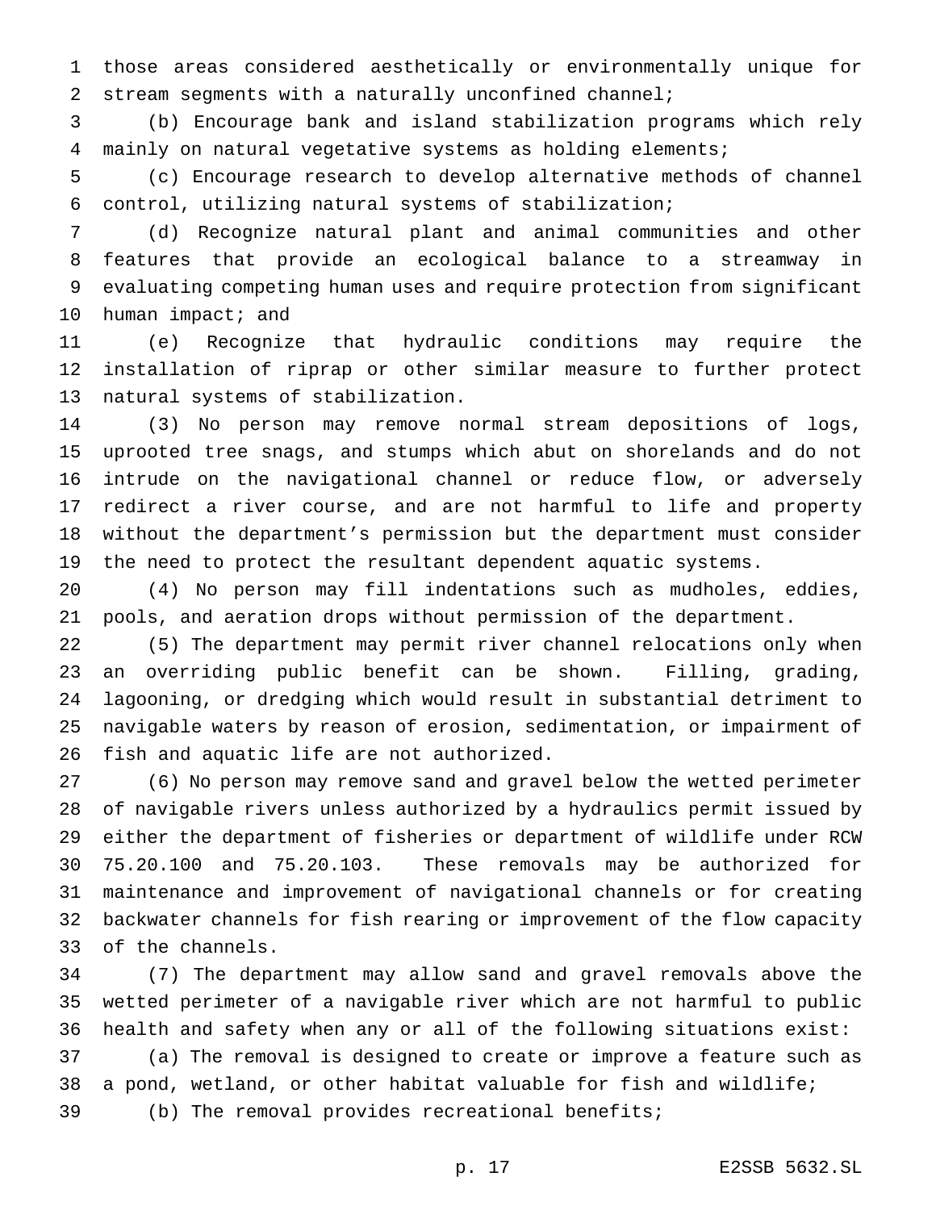those areas considered aesthetically or environmentally unique for stream segments with a naturally unconfined channel;

(b) Encourage bank and island stabilization programs which rely mainly on natural vegetative systems as holding elements;

(c) Encourage research to develop alternative methods of channel control, utilizing natural systems of stabilization;

(d) Recognize natural plant and animal communities and other features that provide an ecological balance to a streamway in evaluating competing human uses and require protection from significant human impact; and

(e) Recognize that hydraulic conditions may require the installation of riprap or other similar measure to further protect natural systems of stabilization.

(3) No person may remove normal stream depositions of logs, uprooted tree snags, and stumps which abut on shorelands and do not intrude on the navigational channel or reduce flow, or adversely redirect a river course, and are not harmful to life and property without the department's permission but the department must consider the need to protect the resultant dependent aquatic systems.

(4) No person may fill indentations such as mudholes, eddies, pools, and aeration drops without permission of the department.

(5) The department may permit river channel relocations only when an overriding public benefit can be shown. Filling, grading, lagooning, or dredging which would result in substantial detriment to navigable waters by reason of erosion, sedimentation, or impairment of fish and aquatic life are not authorized.

(6) No person may remove sand and gravel below the wetted perimeter of navigable rivers unless authorized by a hydraulics permit issued by either the department of fisheries or department of wildlife under RCW 75.20.100 and 75.20.103. These removals may be authorized for maintenance and improvement of navigational channels or for creating backwater channels for fish rearing or improvement of the flow capacity of the channels.

(7) The department may allow sand and gravel removals above the wetted perimeter of a navigable river which are not harmful to public health and safety when any or all of the following situations exist:

(a) The removal is designed to create or improve a feature such as a pond, wetland, or other habitat valuable for fish and wildlife;

(b) The removal provides recreational benefits;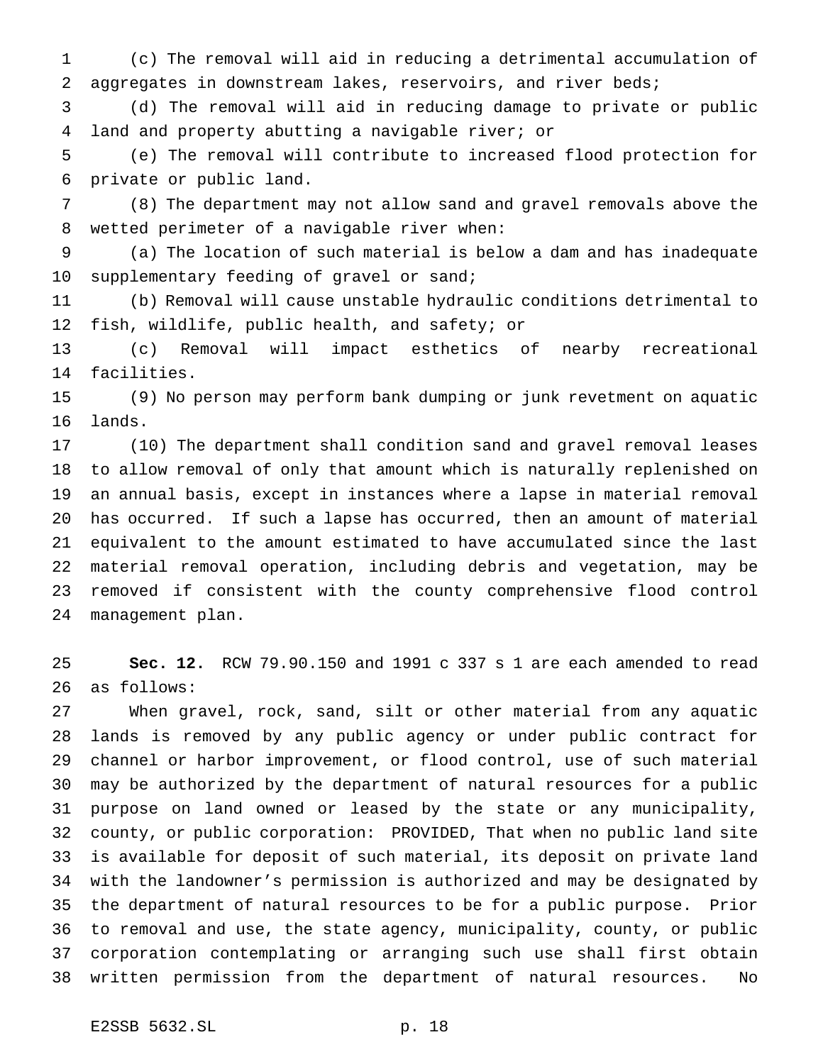(c) The removal will aid in reducing a detrimental accumulation of aggregates in downstream lakes, reservoirs, and river beds;

(d) The removal will aid in reducing damage to private or public land and property abutting a navigable river; or

(e) The removal will contribute to increased flood protection for private or public land.

(8) The department may not allow sand and gravel removals above the wetted perimeter of a navigable river when:

(a) The location of such material is below a dam and has inadequate supplementary feeding of gravel or sand;

(b) Removal will cause unstable hydraulic conditions detrimental to fish, wildlife, public health, and safety; or

(c) Removal will impact esthetics of nearby recreational facilities.

(9) No person may perform bank dumping or junk revetment on aquatic lands.

(10) The department shall condition sand and gravel removal leases to allow removal of only that amount which is naturally replenished on an annual basis, except in instances where a lapse in material removal has occurred. If such a lapse has occurred, then an amount of material equivalent to the amount estimated to have accumulated since the last material removal operation, including debris and vegetation, may be removed if consistent with the county comprehensive flood control management plan.

**Sec. 12.** RCW 79.90.150 and 1991 c 337 s 1 are each amended to read as follows:

When gravel, rock, sand, silt or other material from any aquatic lands is removed by any public agency or under public contract for channel or harbor improvement, or flood control, use of such material may be authorized by the department of natural resources for a public purpose on land owned or leased by the state or any municipality, county, or public corporation: PROVIDED, That when no public land site is available for deposit of such material, its deposit on private land with the landowner's permission is authorized and may be designated by the department of natural resources to be for a public purpose. Prior to removal and use, the state agency, municipality, county, or public corporation contemplating or arranging such use shall first obtain written permission from the department of natural resources. No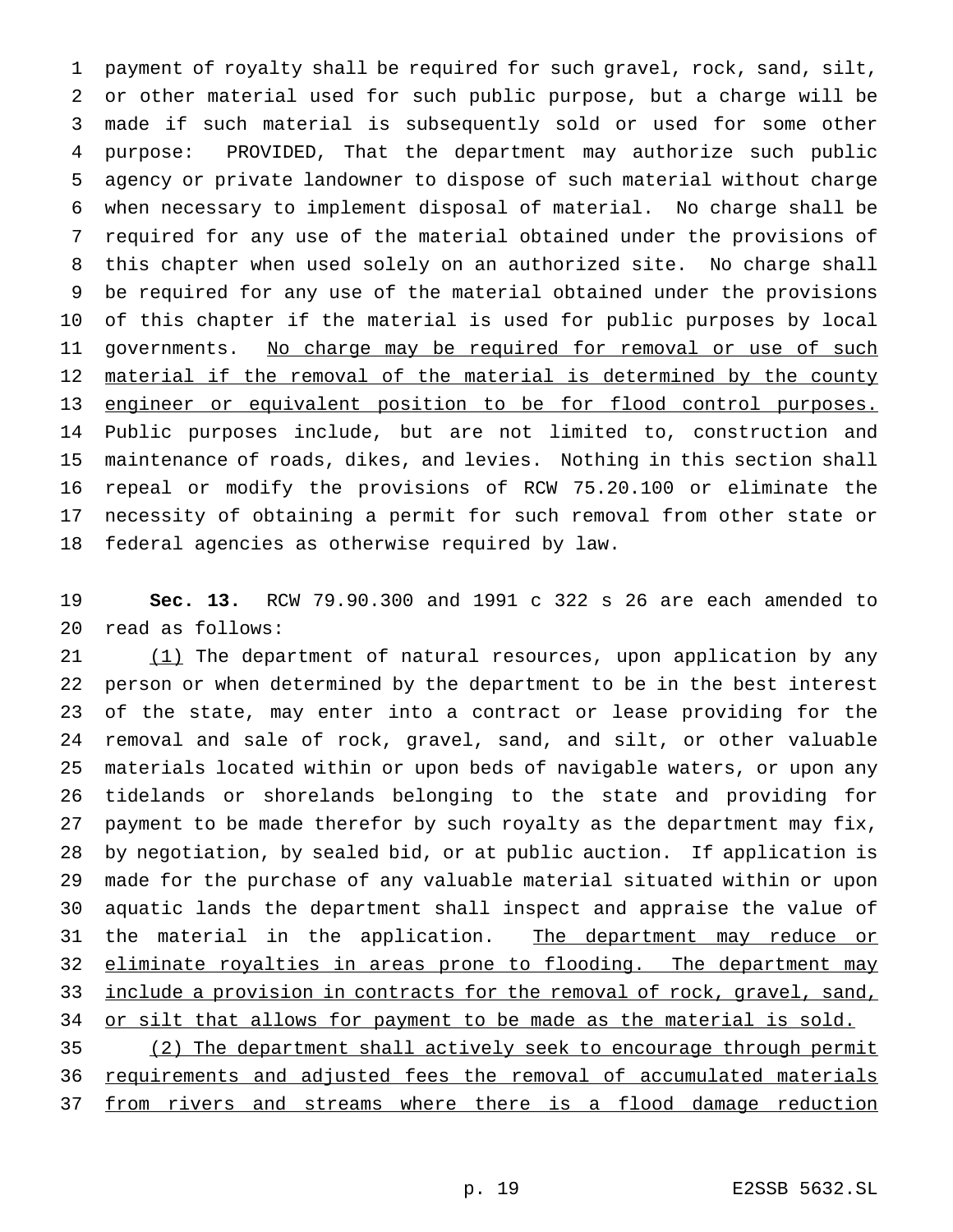payment of royalty shall be required for such gravel, rock, sand, silt, or other material used for such public purpose, but a charge will be made if such material is subsequently sold or used for some other purpose: PROVIDED, That the department may authorize such public agency or private landowner to dispose of such material without charge when necessary to implement disposal of material. No charge shall be required for any use of the material obtained under the provisions of this chapter when used solely on an authorized site. No charge shall be required for any use of the material obtained under the provisions of this chapter if the material is used for public purposes by local governments. No charge may be required for removal or use of such material if the removal of the material is determined by the county engineer or equivalent position to be for flood control purposes. Public purposes include, but are not limited to, construction and maintenance of roads, dikes, and levies. Nothing in this section shall repeal or modify the provisions of RCW 75.20.100 or eliminate the necessity of obtaining a permit for such removal from other state or federal agencies as otherwise required by law.

**Sec. 13.** RCW 79.90.300 and 1991 c 322 s 26 are each amended to read as follows:

(1) The department of natural resources, upon application by any person or when determined by the department to be in the best interest of the state, may enter into a contract or lease providing for the removal and sale of rock, gravel, sand, and silt, or other valuable materials located within or upon beds of navigable waters, or upon any tidelands or shorelands belonging to the state and providing for payment to be made therefor by such royalty as the department may fix, by negotiation, by sealed bid, or at public auction. If application is made for the purchase of any valuable material situated within or upon aquatic lands the department shall inspect and appraise the value of the material in the application. The department may reduce or eliminate royalties in areas prone to flooding. The department may include a provision in contracts for the removal of rock, gravel, sand, or silt that allows for payment to be made as the material is sold.

(2) The department shall actively seek to encourage through permit requirements and adjusted fees the removal of accumulated materials from rivers and streams where there is a flood damage reduction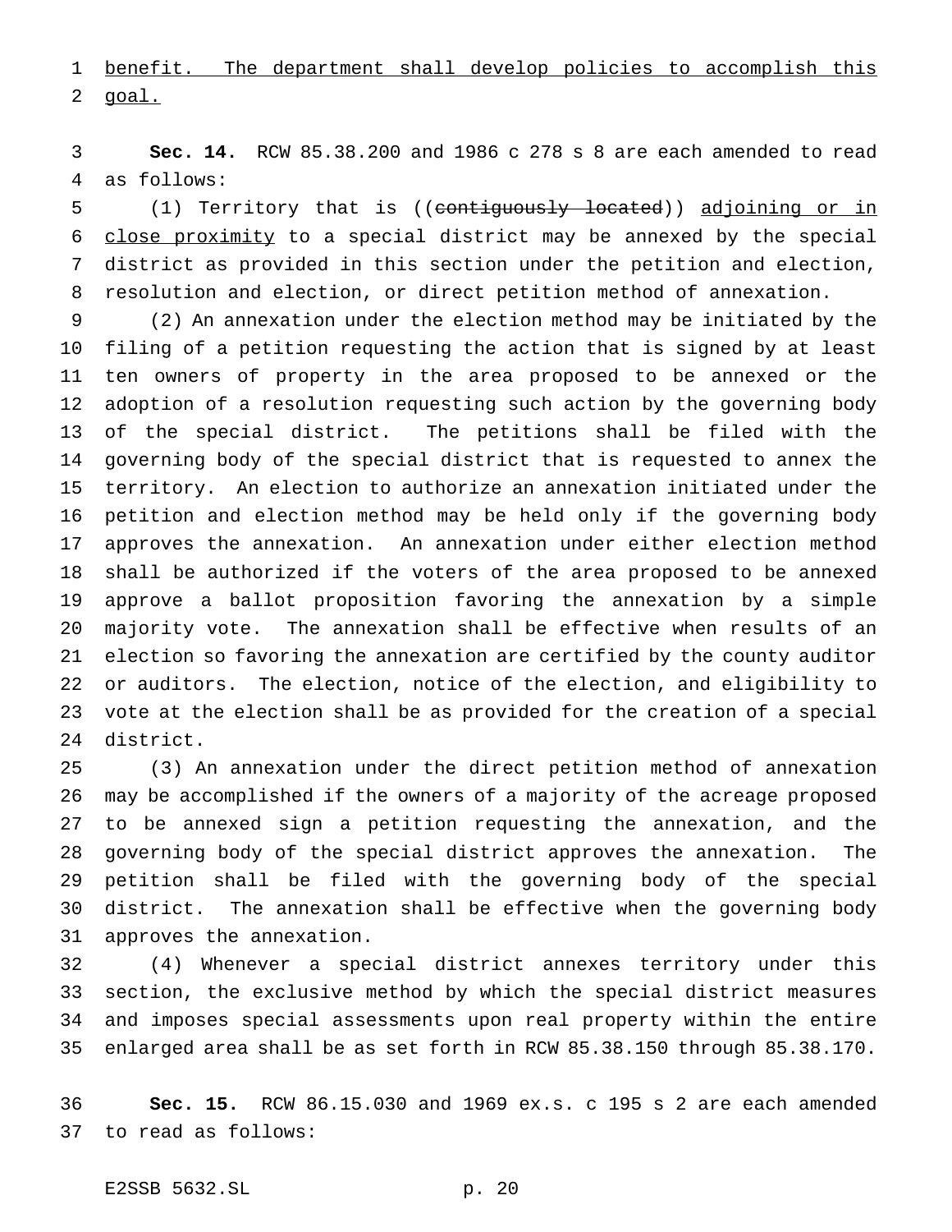benefit. The department shall develop policies to accomplish this goal.

**Sec. 14.** RCW 85.38.200 and 1986 c 278 s 8 are each amended to read as follows:

(1) Territory that is ((~~contiguously located~~)) adjoining or in close proximity to a special district may be annexed by the special district as provided in this section under the petition and election, resolution and election, or direct petition method of annexation.

(2) An annexation under the election method may be initiated by the filing of a petition requesting the action that is signed by at least ten owners of property in the area proposed to be annexed or the adoption of a resolution requesting such action by the governing body of the special district. The petitions shall be filed with the governing body of the special district that is requested to annex the territory. An election to authorize an annexation initiated under the petition and election method may be held only if the governing body approves the annexation. An annexation under either election method shall be authorized if the voters of the area proposed to be annexed approve a ballot proposition favoring the annexation by a simple majority vote. The annexation shall be effective when results of an election so favoring the annexation are certified by the county auditor or auditors. The election, notice of the election, and eligibility to vote at the election shall be as provided for the creation of a special district.

(3) An annexation under the direct petition method of annexation may be accomplished if the owners of a majority of the acreage proposed to be annexed sign a petition requesting the annexation, and the governing body of the special district approves the annexation. The petition shall be filed with the governing body of the special district. The annexation shall be effective when the governing body approves the annexation.

(4) Whenever a special district annexes territory under this section, the exclusive method by which the special district measures and imposes special assessments upon real property within the entire enlarged area shall be as set forth in RCW 85.38.150 through 85.38.170.

**Sec. 15.** RCW 86.15.030 and 1969 ex.s. c 195 s 2 are each amended to read as follows: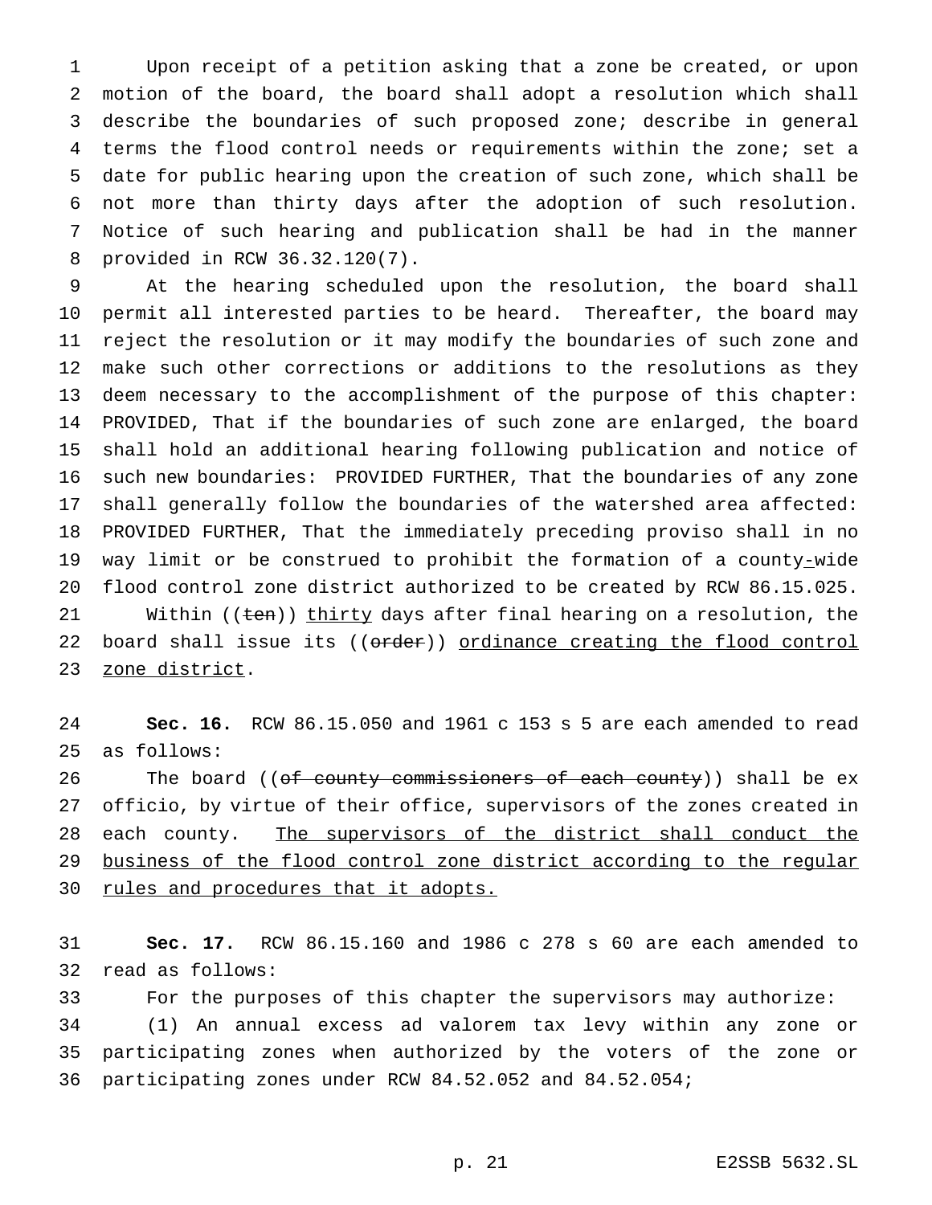Upon receipt of a petition asking that a zone be created, or upon motion of the board, the board shall adopt a resolution which shall describe the boundaries of such proposed zone; describe in general terms the flood control needs or requirements within the zone; set a date for public hearing upon the creation of such zone, which shall be not more than thirty days after the adoption of such resolution. Notice of such hearing and publication shall be had in the manner provided in RCW 36.32.120(7).

At the hearing scheduled upon the resolution, the board shall permit all interested parties to be heard. Thereafter, the board may reject the resolution or it may modify the boundaries of such zone and make such other corrections or additions to the resolutions as they deem necessary to the accomplishment of the purpose of this chapter: PROVIDED, That if the boundaries of such zone are enlarged, the board shall hold an additional hearing following publication and notice of such new boundaries: PROVIDED FURTHER, That the boundaries of any zone shall generally follow the boundaries of the watershed area affected: PROVIDED FURTHER, That the immediately preceding proviso shall in no way limit or be construed to prohibit the formation of a county-wide flood control zone district authorized to be created by RCW 86.15.025.

Within ((~~ten~~)) thirty days after final hearing on a resolution, the board shall issue its ((~~order~~)) ordinance creating the flood control zone district.

**Sec. 16.** RCW 86.15.050 and 1961 c 153 s 5 are each amended to read as follows:

The board ((~~of county commissioners of each county~~)) shall be ex officio, by virtue of their office, supervisors of the zones created in each county. The supervisors of the district shall conduct the business of the flood control zone district according to the regular rules and procedures that it adopts.

**Sec. 17.** RCW 86.15.160 and 1986 c 278 s 60 are each amended to read as follows:

For the purposes of this chapter the supervisors may authorize:

(1) An annual excess ad valorem tax levy within any zone or participating zones when authorized by the voters of the zone or participating zones under RCW 84.52.052 and 84.52.054;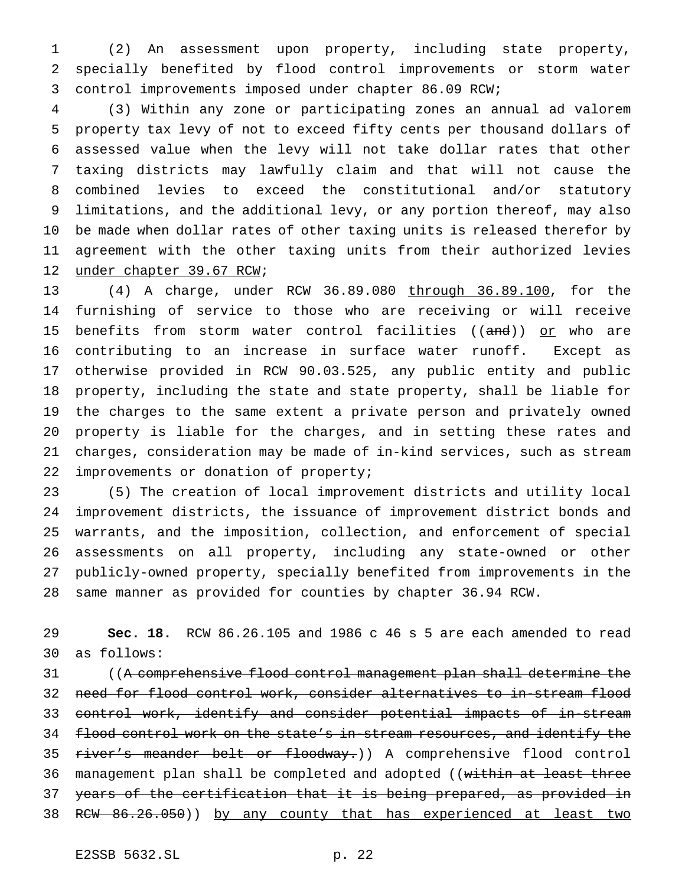(2) An assessment upon property, including state property, specially benefited by flood control improvements or storm water control improvements imposed under chapter 86.09 RCW;

(3) Within any zone or participating zones an annual ad valorem property tax levy of not to exceed fifty cents per thousand dollars of assessed value when the levy will not take dollar rates that other taxing districts may lawfully claim and that will not cause the combined levies to exceed the constitutional and/or statutory limitations, and the additional levy, or any portion thereof, may also be made when dollar rates of other taxing units is released therefor by agreement with the other taxing units from their authorized levies <u>under chapter 39.67 RCW</u>;

(4) A charge, under RCW 36.89.080 <u>through 36.89.100</u>, for the furnishing of service to those who are receiving or will receive benefits from storm water control facilities ((~~and~~)) <u>or</u> who are contributing to an increase in surface water runoff. Except as otherwise provided in RCW 90.03.525, any public entity and public property, including the state and state property, shall be liable for the charges to the same extent a private person and privately owned property is liable for the charges, and in setting these rates and charges, consideration may be made of in-kind services, such as stream improvements or donation of property;

(5) The creation of local improvement districts and utility local improvement districts, the issuance of improvement district bonds and warrants, and the imposition, collection, and enforcement of special assessments on all property, including any state-owned or other publicly-owned property, specially benefited from improvements in the same manner as provided for counties by chapter 36.94 RCW.

**Sec. 18.** RCW 86.26.105 and 1986 c 46 s 5 are each amended to read as follows:

((~~A comprehensive flood control management plan shall determine the need for flood control work, consider alternatives to in-stream flood control work, identify and consider potential impacts of in-stream flood control work on the state's in-stream resources, and identify the river's meander belt or floodway.~~)) A comprehensive flood control management plan shall be completed and adopted ((~~within at least three years of the certification that it is being prepared, as provided in RCW 86.26.050~~)) <u>by any county that has experienced at least two</u>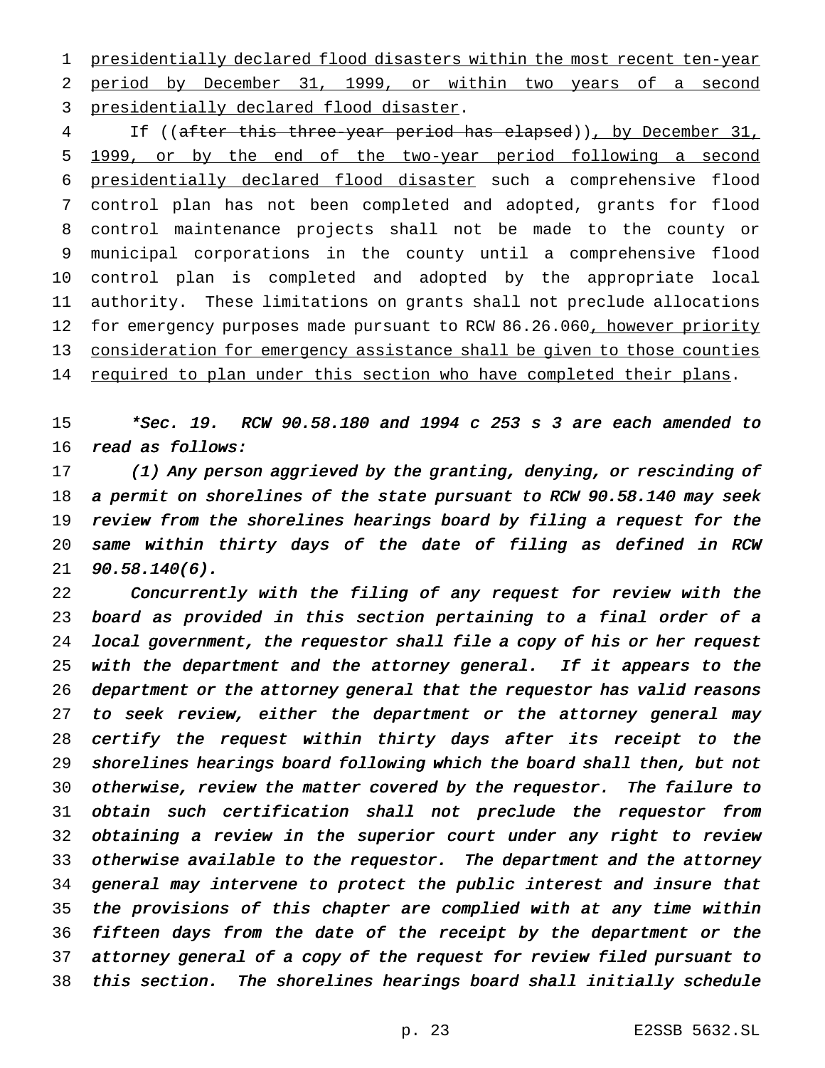presidentially declared flood disasters within the most recent ten-year period by December 31, 1999, or within two years of a second presidentially declared flood disaster.

If ((after this three-year period has elapsed)), by December 31, 1999, or by the end of the two-year period following a second presidentially declared flood disaster such a comprehensive flood control plan has not been completed and adopted, grants for flood control maintenance projects shall not be made to the county or municipal corporations in the county until a comprehensive flood control plan is completed and adopted by the appropriate local authority. These limitations on grants shall not preclude allocations for emergency purposes made pursuant to RCW 86.26.060, however priority consideration for emergency assistance shall be given to those counties required to plan under this section who have completed their plans.

*\*Sec. 19. RCW 90.58.180 and 1994 c 253 s 3 are each amended to read as follows:*

*(1) Any person aggrieved by the granting, denying, or rescinding of a permit on shorelines of the state pursuant to RCW 90.58.140 may seek review from the shorelines hearings board by filing a request for the same within thirty days of the date of filing as defined in RCW 90.58.140(6).*

*Concurrently with the filing of any request for review with the board as provided in this section pertaining to a final order of a local government, the requestor shall file a copy of his or her request with the department and the attorney general. If it appears to the department or the attorney general that the requestor has valid reasons to seek review, either the department or the attorney general may certify the request within thirty days after its receipt to the shorelines hearings board following which the board shall then, but not otherwise, review the matter covered by the requestor. The failure to obtain such certification shall not preclude the requestor from obtaining a review in the superior court under any right to review otherwise available to the requestor. The department and the attorney general may intervene to protect the public interest and insure that the provisions of this chapter are complied with at any time within fifteen days from the date of the receipt by the department or the attorney general of a copy of the request for review filed pursuant to this section. The shorelines hearings board shall initially schedule*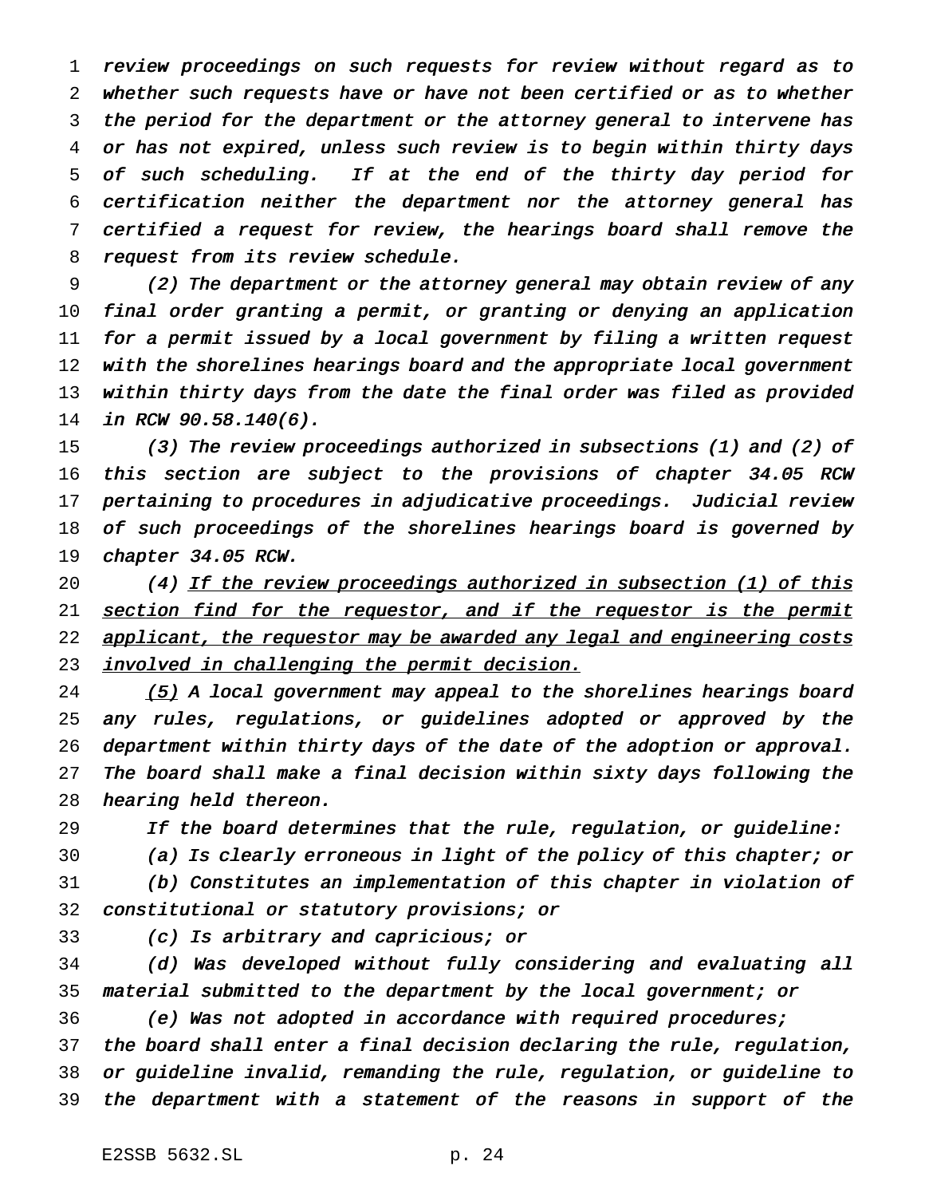review proceedings on such requests for review without regard as to whether such requests have or have not been certified or as to whether the period for the department or the attorney general to intervene has or has not expired, unless such review is to begin within thirty days of such scheduling. If at the end of the thirty day period for certification neither the department nor the attorney general has certified a request for review, the hearings board shall remove the request from its review schedule.

(2) The department or the attorney general may obtain review of any final order granting a permit, or granting or denying an application for a permit issued by a local government by filing a written request with the shorelines hearings board and the appropriate local government within thirty days from the date the final order was filed as provided in RCW 90.58.140(6).

(3) The review proceedings authorized in subsections (1) and (2) of this section are subject to the provisions of chapter 34.05 RCW pertaining to procedures in adjudicative proceedings. Judicial review of such proceedings of the shorelines hearings board is governed by chapter 34.05 RCW.

(4) If the review proceedings authorized in subsection (1) of this section find for the requestor, and if the requestor is the permit applicant, the requestor may be awarded any legal and engineering costs involved in challenging the permit decision.

(5) A local government may appeal to the shorelines hearings board any rules, regulations, or guidelines adopted or approved by the department within thirty days of the date of the adoption or approval. The board shall make a final decision within sixty days following the hearing held thereon.

If the board determines that the rule, regulation, or guideline:

(a) Is clearly erroneous in light of the policy of this chapter; or

(b) Constitutes an implementation of this chapter in violation of constitutional or statutory provisions; or

(c) Is arbitrary and capricious; or

(d) Was developed without fully considering and evaluating all material submitted to the department by the local government; or

(e) Was not adopted in accordance with required procedures;

the board shall enter a final decision declaring the rule, regulation, or guideline invalid, remanding the rule, regulation, or guideline to the department with a statement of the reasons in support of the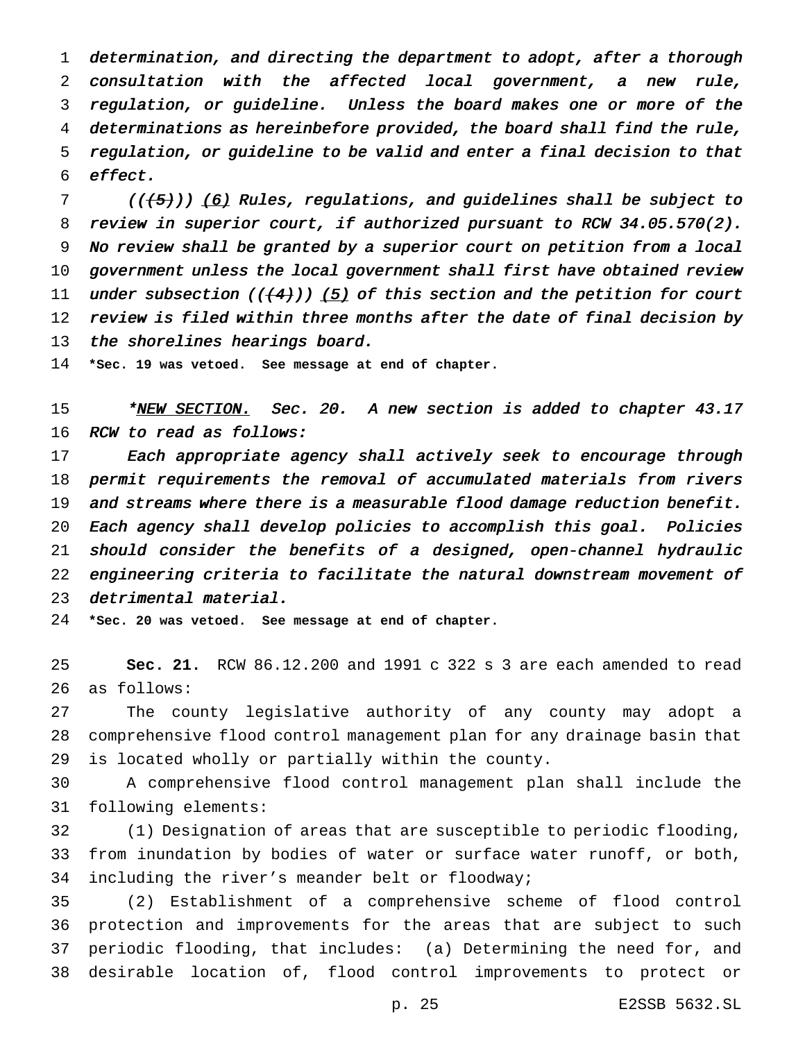*determination, and directing the department to adopt, after a thorough consultation with the affected local government, a new rule, regulation, or guideline. Unless the board makes one or more of the determinations as hereinbefore provided, the board shall find the rule, regulation, or guideline to be valid and enter a final decision to that effect.*

*(((5))) (6) Rules, regulations, and guidelines shall be subject to review in superior court, if authorized pursuant to RCW 34.05.570(2). No review shall be granted by a superior court on petition from a local government unless the local government shall first have obtained review under subsection (((4))) (5) of this section and the petition for court review is filed within three months after the date of final decision by the shorelines hearings board.*

**\*Sec. 19 was vetoed. See message at end of chapter.**

*\*NEW SECTION. Sec. 20. A new section is added to chapter 43.17 RCW to read as follows:*

*Each appropriate agency shall actively seek to encourage through permit requirements the removal of accumulated materials from rivers and streams where there is a measurable flood damage reduction benefit. Each agency shall develop policies to accomplish this goal. Policies should consider the benefits of a designed, open-channel hydraulic engineering criteria to facilitate the natural downstream movement of detrimental material.*

**\*Sec. 20 was vetoed. See message at end of chapter.**

**Sec. 21.** RCW 86.12.200 and 1991 c 322 s 3 are each amended to read as follows:

The county legislative authority of any county may adopt a comprehensive flood control management plan for any drainage basin that is located wholly or partially within the county.

A comprehensive flood control management plan shall include the following elements:

(1) Designation of areas that are susceptible to periodic flooding, from inundation by bodies of water or surface water runoff, or both, including the river's meander belt or floodway;

(2) Establishment of a comprehensive scheme of flood control protection and improvements for the areas that are subject to such periodic flooding, that includes: (a) Determining the need for, and desirable location of, flood control improvements to protect or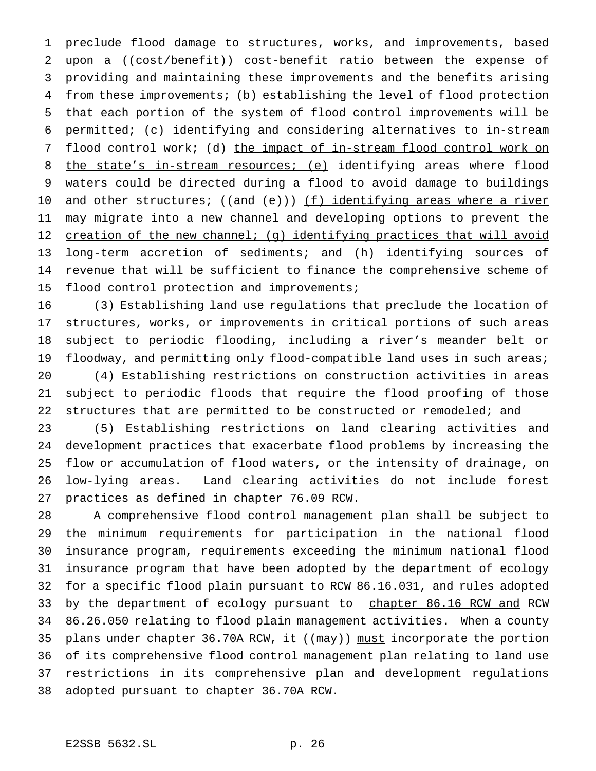preclude flood damage to structures, works, and improvements, based upon a ((~~cost/benefit~~)) <u>cost-benefit</u> ratio between the expense of providing and maintaining these improvements and the benefits arising from these improvements; (b) establishing the level of flood protection that each portion of the system of flood control improvements will be permitted; (c) identifying <u>and considering</u> alternatives to in-stream flood control work; (d) <u>the impact of in-stream flood control work on the state's in-stream resources; (e)</u> identifying areas where flood waters could be directed during a flood to avoid damage to buildings and other structures; ((~~and (e)~~)) <u>(f) identifying areas where a river may migrate into a new channel and developing options to prevent the creation of the new channel; (g) identifying practices that will avoid long-term accretion of sediments; and (h)</u> identifying sources of revenue that will be sufficient to finance the comprehensive scheme of flood control protection and improvements;

(3) Establishing land use regulations that preclude the location of structures, works, or improvements in critical portions of such areas subject to periodic flooding, including a river's meander belt or floodway, and permitting only flood-compatible land uses in such areas;

(4) Establishing restrictions on construction activities in areas subject to periodic floods that require the flood proofing of those structures that are permitted to be constructed or remodeled; and

(5) Establishing restrictions on land clearing activities and development practices that exacerbate flood problems by increasing the flow or accumulation of flood waters, or the intensity of drainage, on low-lying areas. Land clearing activities do not include forest practices as defined in chapter 76.09 RCW.

A comprehensive flood control management plan shall be subject to the minimum requirements for participation in the national flood insurance program, requirements exceeding the minimum national flood insurance program that have been adopted by the department of ecology for a specific flood plain pursuant to RCW 86.16.031, and rules adopted by the department of ecology pursuant to <u>chapter 86.16 RCW and</u> RCW 86.26.050 relating to flood plain management activities. When a county plans under chapter 36.70A RCW, it ((~~may~~)) <u>must</u> incorporate the portion of its comprehensive flood control management plan relating to land use restrictions in its comprehensive plan and development regulations adopted pursuant to chapter 36.70A RCW.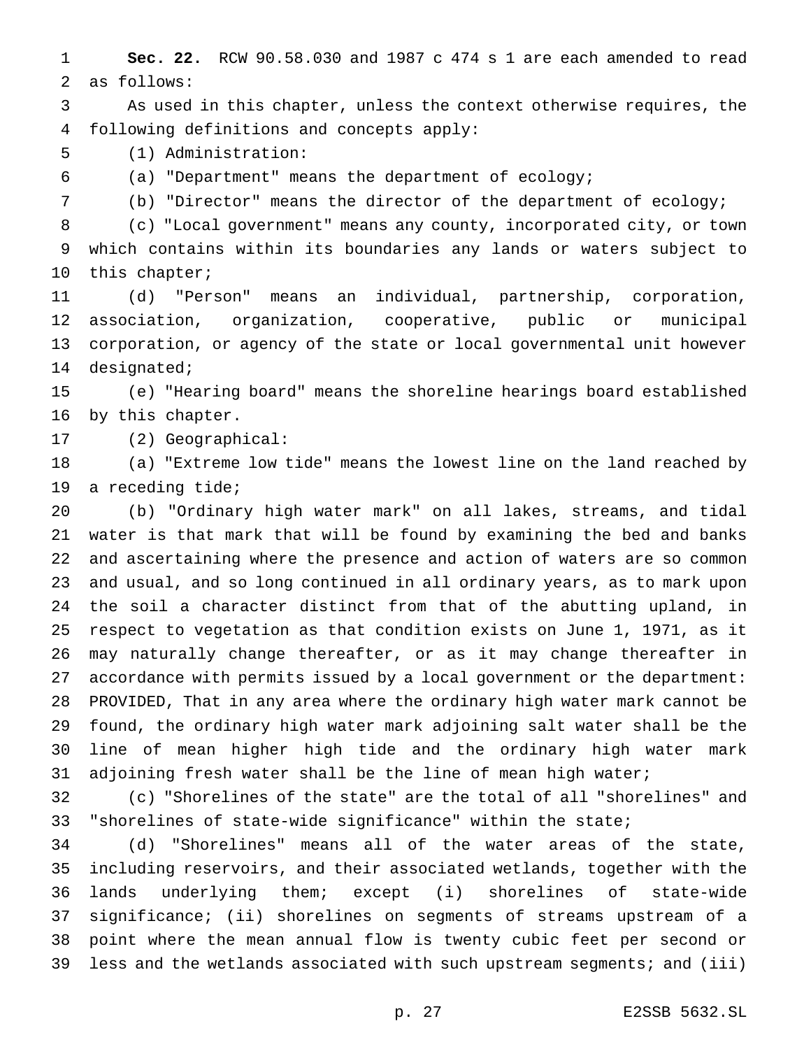**Sec. 22.** RCW 90.58.030 and 1987 c 474 s 1 are each amended to read as follows:

As used in this chapter, unless the context otherwise requires, the following definitions and concepts apply:

(1) Administration:

(a) "Department" means the department of ecology;

(b) "Director" means the director of the department of ecology;

(c) "Local government" means any county, incorporated city, or town which contains within its boundaries any lands or waters subject to this chapter;

(d) "Person" means an individual, partnership, corporation, association, organization, cooperative, public or municipal corporation, or agency of the state or local governmental unit however designated;

(e) "Hearing board" means the shoreline hearings board established by this chapter.

(2) Geographical:

(a) "Extreme low tide" means the lowest line on the land reached by a receding tide;

(b) "Ordinary high water mark" on all lakes, streams, and tidal water is that mark that will be found by examining the bed and banks and ascertaining where the presence and action of waters are so common and usual, and so long continued in all ordinary years, as to mark upon the soil a character distinct from that of the abutting upland, in respect to vegetation as that condition exists on June 1, 1971, as it may naturally change thereafter, or as it may change thereafter in accordance with permits issued by a local government or the department: PROVIDED, That in any area where the ordinary high water mark cannot be found, the ordinary high water mark adjoining salt water shall be the line of mean higher high tide and the ordinary high water mark adjoining fresh water shall be the line of mean high water;

(c) "Shorelines of the state" are the total of all "shorelines" and "shorelines of state-wide significance" within the state;

(d) "Shorelines" means all of the water areas of the state, including reservoirs, and their associated wetlands, together with the lands underlying them; except (i) shorelines of state-wide significance; (ii) shorelines on segments of streams upstream of a point where the mean annual flow is twenty cubic feet per second or less and the wetlands associated with such upstream segments; and (iii)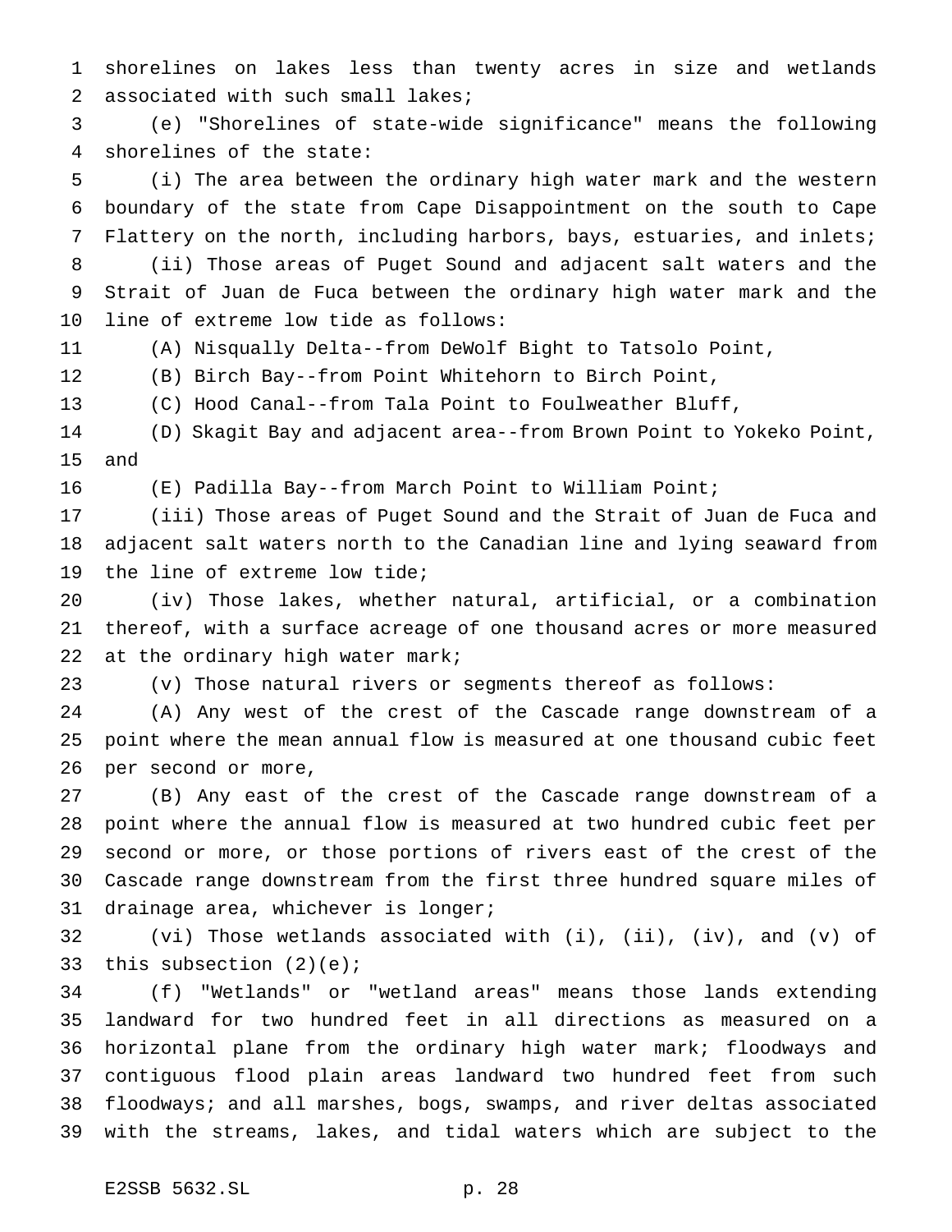shorelines on lakes less than twenty acres in size and wetlands associated with such small lakes;

(e) "Shorelines of state-wide significance" means the following shorelines of the state:

(i) The area between the ordinary high water mark and the western boundary of the state from Cape Disappointment on the south to Cape Flattery on the north, including harbors, bays, estuaries, and inlets;

(ii) Those areas of Puget Sound and adjacent salt waters and the Strait of Juan de Fuca between the ordinary high water mark and the line of extreme low tide as follows:

(A) Nisqually Delta--from DeWolf Bight to Tatsolo Point,

(B) Birch Bay--from Point Whitehorn to Birch Point,

(C) Hood Canal--from Tala Point to Foulweather Bluff,

(D) Skagit Bay and adjacent area--from Brown Point to Yokeko Point, and

(E) Padilla Bay--from March Point to William Point;

(iii) Those areas of Puget Sound and the Strait of Juan de Fuca and adjacent salt waters north to the Canadian line and lying seaward from the line of extreme low tide;

(iv) Those lakes, whether natural, artificial, or a combination thereof, with a surface acreage of one thousand acres or more measured at the ordinary high water mark;

(v) Those natural rivers or segments thereof as follows:

(A) Any west of the crest of the Cascade range downstream of a point where the mean annual flow is measured at one thousand cubic feet per second or more,

(B) Any east of the crest of the Cascade range downstream of a point where the annual flow is measured at two hundred cubic feet per second or more, or those portions of rivers east of the crest of the Cascade range downstream from the first three hundred square miles of drainage area, whichever is longer;

(vi) Those wetlands associated with (i), (ii), (iv), and (v) of this subsection (2)(e);

(f) "Wetlands" or "wetland areas" means those lands extending landward for two hundred feet in all directions as measured on a horizontal plane from the ordinary high water mark; floodways and contiguous flood plain areas landward two hundred feet from such floodways; and all marshes, bogs, swamps, and river deltas associated with the streams, lakes, and tidal waters which are subject to the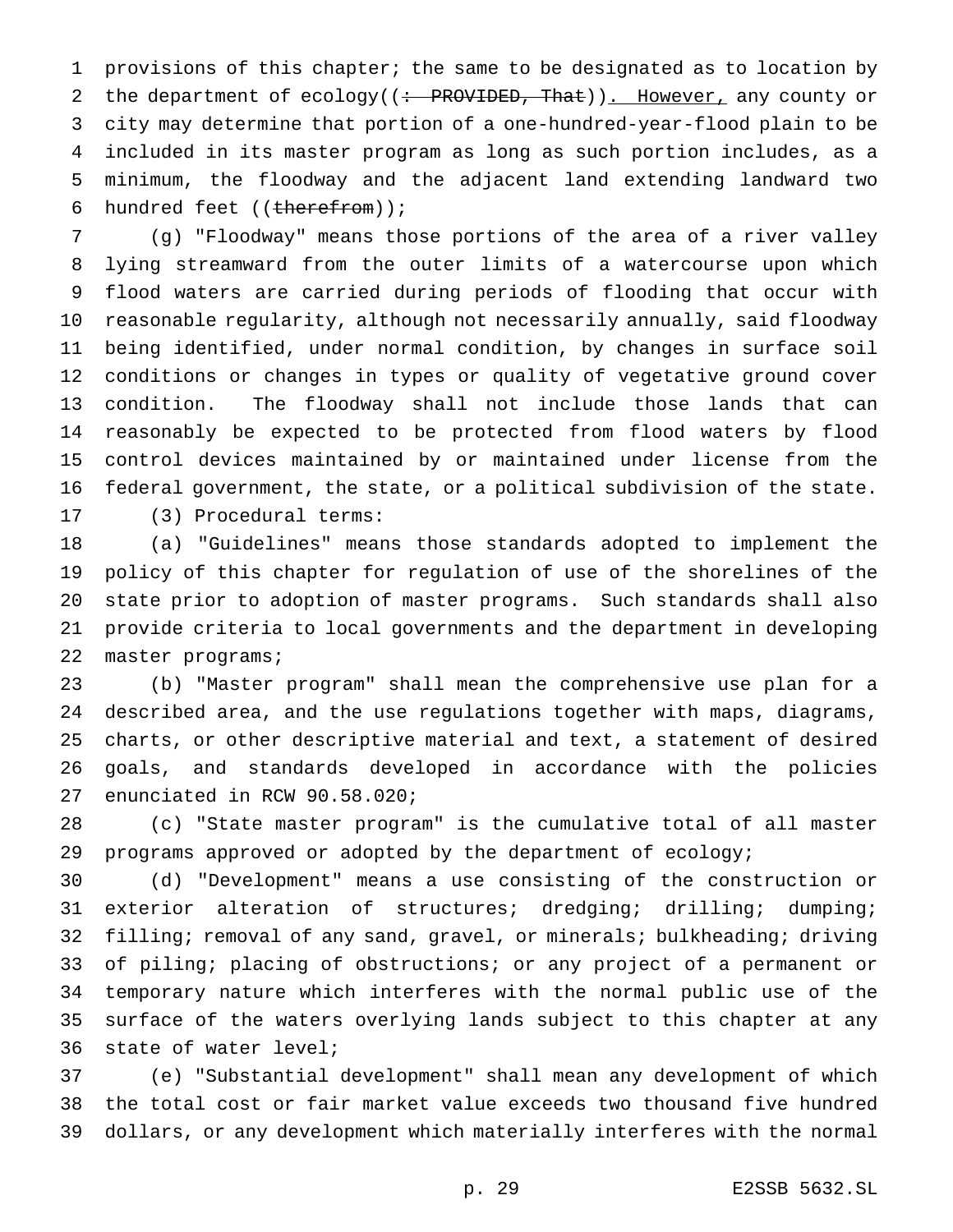provisions of this chapter; the same to be designated as to location by the department of ecology((~~: PROVIDED, That~~)). However, any county or city may determine that portion of a one-hundred-year-flood plain to be included in its master program as long as such portion includes, as a minimum, the floodway and the adjacent land extending landward two hundred feet ((~~therefrom~~));

(g) "Floodway" means those portions of the area of a river valley lying streamward from the outer limits of a watercourse upon which flood waters are carried during periods of flooding that occur with reasonable regularity, although not necessarily annually, said floodway being identified, under normal condition, by changes in surface soil conditions or changes in types or quality of vegetative ground cover condition. The floodway shall not include those lands that can reasonably be expected to be protected from flood waters by flood control devices maintained by or maintained under license from the federal government, the state, or a political subdivision of the state.

(3) Procedural terms:

(a) "Guidelines" means those standards adopted to implement the policy of this chapter for regulation of use of the shorelines of the state prior to adoption of master programs. Such standards shall also provide criteria to local governments and the department in developing master programs;

(b) "Master program" shall mean the comprehensive use plan for a described area, and the use regulations together with maps, diagrams, charts, or other descriptive material and text, a statement of desired goals, and standards developed in accordance with the policies enunciated in RCW 90.58.020;

(c) "State master program" is the cumulative total of all master programs approved or adopted by the department of ecology;

(d) "Development" means a use consisting of the construction or exterior alteration of structures; dredging; drilling; dumping; filling; removal of any sand, gravel, or minerals; bulkheading; driving of piling; placing of obstructions; or any project of a permanent or temporary nature which interferes with the normal public use of the surface of the waters overlying lands subject to this chapter at any state of water level;

(e) "Substantial development" shall mean any development of which the total cost or fair market value exceeds two thousand five hundred dollars, or any development which materially interferes with the normal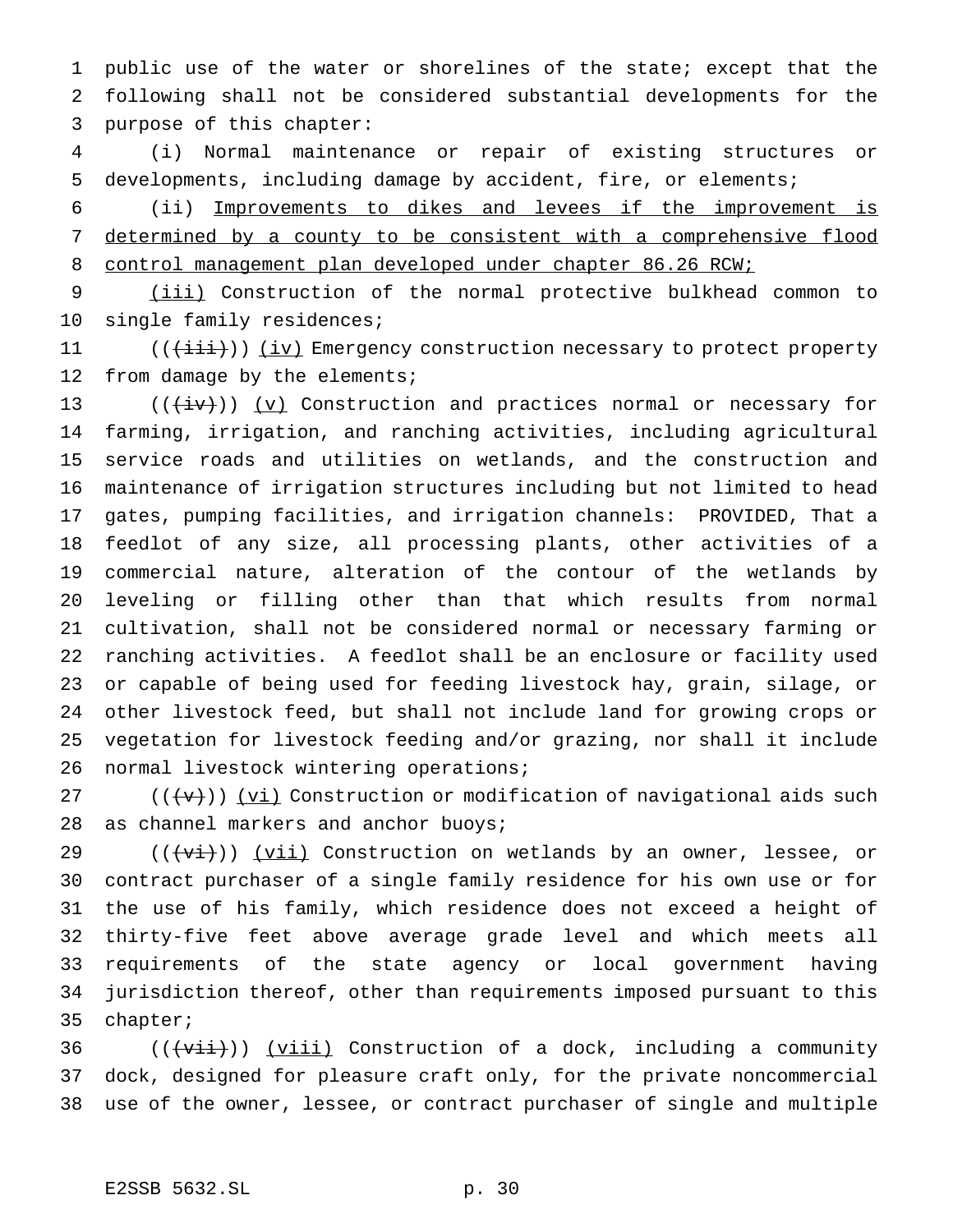public use of the water or shorelines of the state; except that the following shall not be considered substantial developments for the purpose of this chapter:

(i) Normal maintenance or repair of existing structures or developments, including damage by accident, fire, or elements;

(ii) Improvements to dikes and levees if the improvement is determined by a county to be consistent with a comprehensive flood control management plan developed under chapter 86.26 RCW;

(iii) Construction of the normal protective bulkhead common to single family residences;

(((iii))) (iv) Emergency construction necessary to protect property from damage by the elements;

(((iv))) (v) Construction and practices normal or necessary for farming, irrigation, and ranching activities, including agricultural service roads and utilities on wetlands, and the construction and maintenance of irrigation structures including but not limited to head gates, pumping facilities, and irrigation channels: PROVIDED, That a feedlot of any size, all processing plants, other activities of a commercial nature, alteration of the contour of the wetlands by leveling or filling other than that which results from normal cultivation, shall not be considered normal or necessary farming or ranching activities. A feedlot shall be an enclosure or facility used or capable of being used for feeding livestock hay, grain, silage, or other livestock feed, but shall not include land for growing crops or vegetation for livestock feeding and/or grazing, nor shall it include normal livestock wintering operations;

(((v))) (vi) Construction or modification of navigational aids such as channel markers and anchor buoys;

(((vi))) (vii) Construction on wetlands by an owner, lessee, or contract purchaser of a single family residence for his own use or for the use of his family, which residence does not exceed a height of thirty-five feet above average grade level and which meets all requirements of the state agency or local government having jurisdiction thereof, other than requirements imposed pursuant to this chapter;

(((vii))) (viii) Construction of a dock, including a community dock, designed for pleasure craft only, for the private noncommercial use of the owner, lessee, or contract purchaser of single and multiple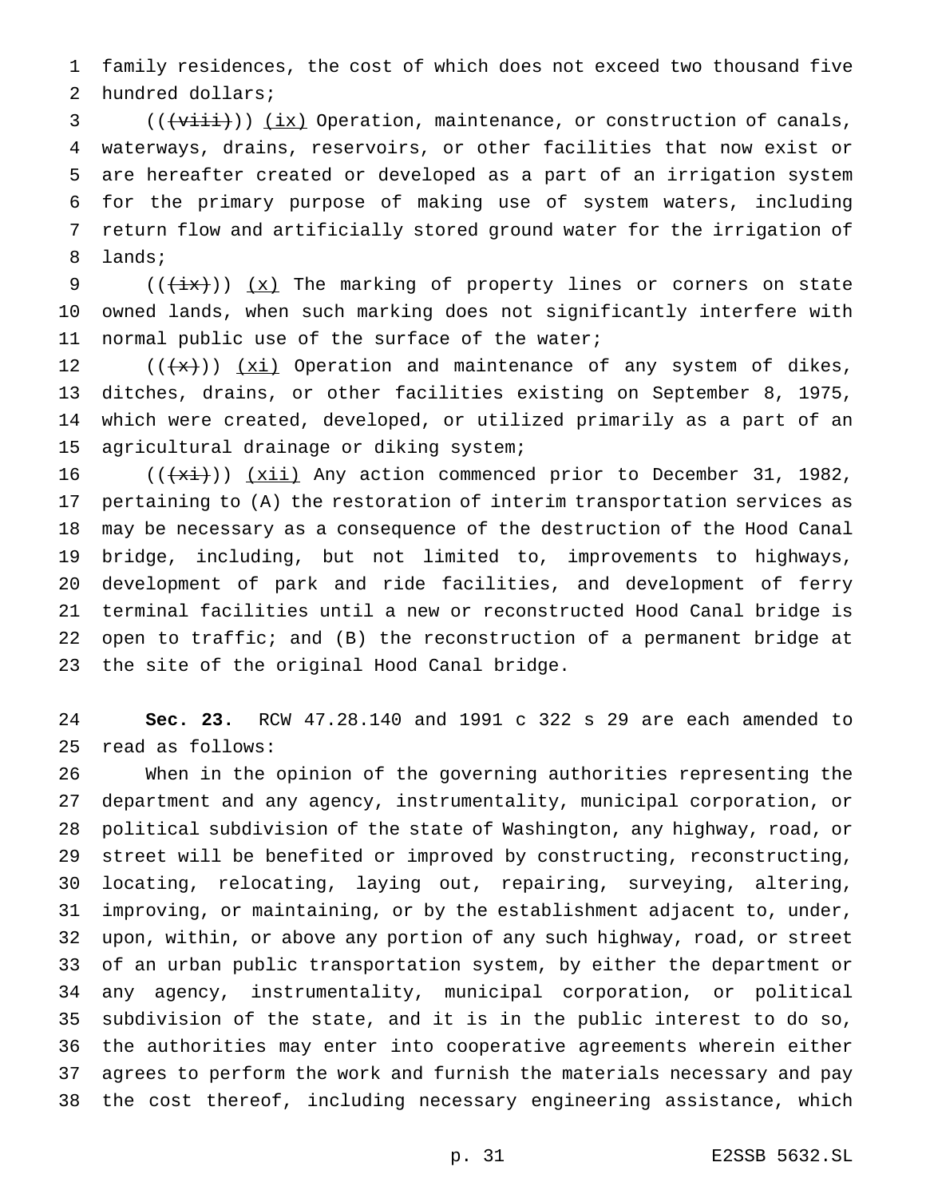family residences, the cost of which does not exceed two thousand five hundred dollars;

(((viii))) (ix) Operation, maintenance, or construction of canals, waterways, drains, reservoirs, or other facilities that now exist or are hereafter created or developed as a part of an irrigation system for the primary purpose of making use of system waters, including return flow and artificially stored ground water for the irrigation of lands;

(((ix))) (x) The marking of property lines or corners on state owned lands, when such marking does not significantly interfere with normal public use of the surface of the water;

(((x))) (xi) Operation and maintenance of any system of dikes, ditches, drains, or other facilities existing on September 8, 1975, which were created, developed, or utilized primarily as a part of an agricultural drainage or diking system;

(((xi))) (xii) Any action commenced prior to December 31, 1982, pertaining to (A) the restoration of interim transportation services as may be necessary as a consequence of the destruction of the Hood Canal bridge, including, but not limited to, improvements to highways, development of park and ride facilities, and development of ferry terminal facilities until a new or reconstructed Hood Canal bridge is open to traffic; and (B) the reconstruction of a permanent bridge at the site of the original Hood Canal bridge.

**Sec. 23.** RCW 47.28.140 and 1991 c 322 s 29 are each amended to read as follows:

When in the opinion of the governing authorities representing the department and any agency, instrumentality, municipal corporation, or political subdivision of the state of Washington, any highway, road, or street will be benefited or improved by constructing, reconstructing, locating, relocating, laying out, repairing, surveying, altering, improving, or maintaining, or by the establishment adjacent to, under, upon, within, or above any portion of any such highway, road, or street of an urban public transportation system, by either the department or any agency, instrumentality, municipal corporation, or political subdivision of the state, and it is in the public interest to do so, the authorities may enter into cooperative agreements wherein either agrees to perform the work and furnish the materials necessary and pay the cost thereof, including necessary engineering assistance, which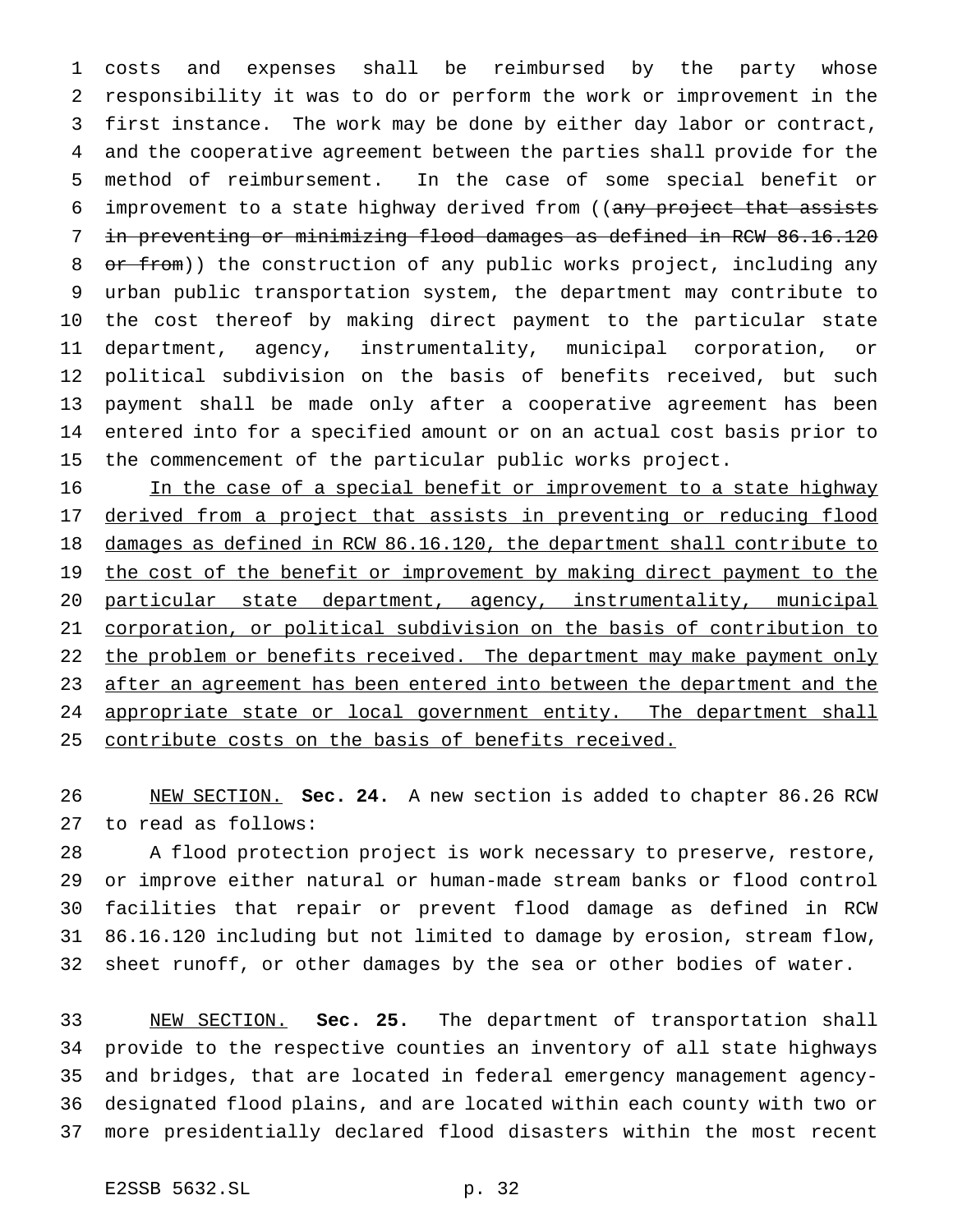costs and expenses shall be reimbursed by the party whose responsibility it was to do or perform the work or improvement in the first instance. The work may be done by either day labor or contract, and the cooperative agreement between the parties shall provide for the method of reimbursement. In the case of some special benefit or improvement to a state highway derived from ((~~any project that assists in preventing or minimizing flood damages as defined in RCW 86.16.120 or from~~)) the construction of any public works project, including any urban public transportation system, the department may contribute to the cost thereof by making direct payment to the particular state department, agency, instrumentality, municipal corporation, or political subdivision on the basis of benefits received, but such payment shall be made only after a cooperative agreement has been entered into for a specified amount or on an actual cost basis prior to the commencement of the particular public works project.

<u>In the case of a special benefit or improvement to a state highway derived from a project that assists in preventing or reducing flood damages as defined in RCW 86.16.120, the department shall contribute to the cost of the benefit or improvement by making direct payment to the particular state department, agency, instrumentality, municipal corporation, or political subdivision on the basis of contribution to the problem or benefits received. The department may make payment only after an agreement has been entered into between the department and the appropriate state or local government entity. The department shall contribute costs on the basis of benefits received.</u>

<u>NEW SECTION.</u> **Sec. 24.** A new section is added to chapter 86.26 RCW to read as follows:

A flood protection project is work necessary to preserve, restore, or improve either natural or human-made stream banks or flood control facilities that repair or prevent flood damage as defined in RCW 86.16.120 including but not limited to damage by erosion, stream flow, sheet runoff, or other damages by the sea or other bodies of water.

<u>NEW SECTION.</u> **Sec. 25.** The department of transportation shall provide to the respective counties an inventory of all state highways and bridges, that are located in federal emergency management agency-designated flood plains, and are located within each county with two or more presidentially declared flood disasters within the most recent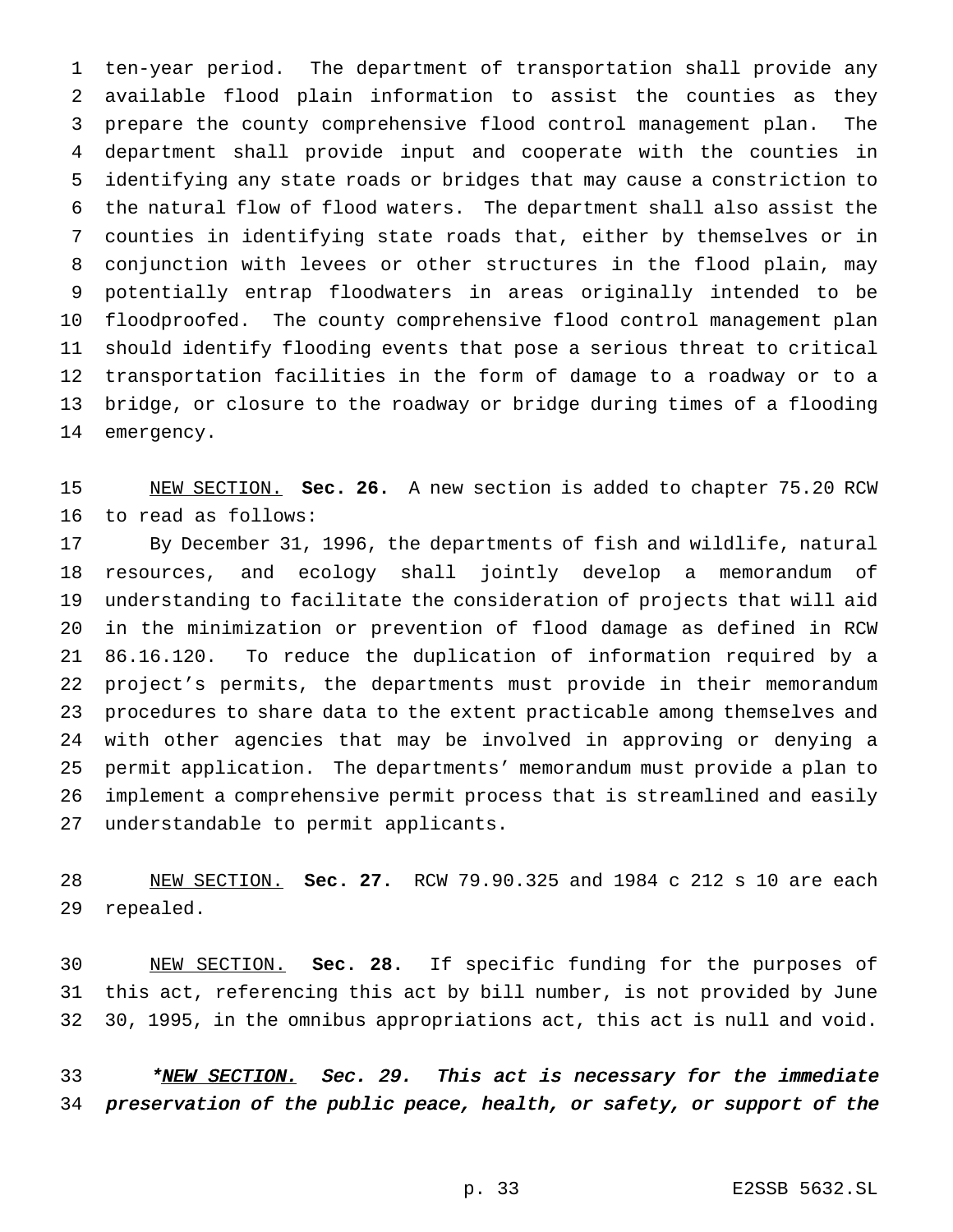ten-year period. The department of transportation shall provide any available flood plain information to assist the counties as they prepare the county comprehensive flood control management plan. The department shall provide input and cooperate with the counties in identifying any state roads or bridges that may cause a constriction to the natural flow of flood waters. The department shall also assist the counties in identifying state roads that, either by themselves or in conjunction with levees or other structures in the flood plain, may potentially entrap floodwaters in areas originally intended to be floodproofed. The county comprehensive flood control management plan should identify flooding events that pose a serious threat to critical transportation facilities in the form of damage to a roadway or to a bridge, or closure to the roadway or bridge during times of a flooding emergency.

NEW SECTION. **Sec. 26.** A new section is added to chapter 75.20 RCW to read as follows:

By December 31, 1996, the departments of fish and wildlife, natural resources, and ecology shall jointly develop a memorandum of understanding to facilitate the consideration of projects that will aid in the minimization or prevention of flood damage as defined in RCW 86.16.120. To reduce the duplication of information required by a project's permits, the departments must provide in their memorandum procedures to share data to the extent practicable among themselves and with other agencies that may be involved in approving or denying a permit application. The departments' memorandum must provide a plan to implement a comprehensive permit process that is streamlined and easily understandable to permit applicants.

NEW SECTION. **Sec. 27.** RCW 79.90.325 and 1984 c 212 s 10 are each repealed.

NEW SECTION. **Sec. 28.** If specific funding for the purposes of this act, referencing this act by bill number, is not provided by June 30, 1995, in the omnibus appropriations act, this act is null and void.

***\*NEW SECTION. Sec. 29. This act is necessary for the immediate preservation of the public peace, health, or safety, or support of the***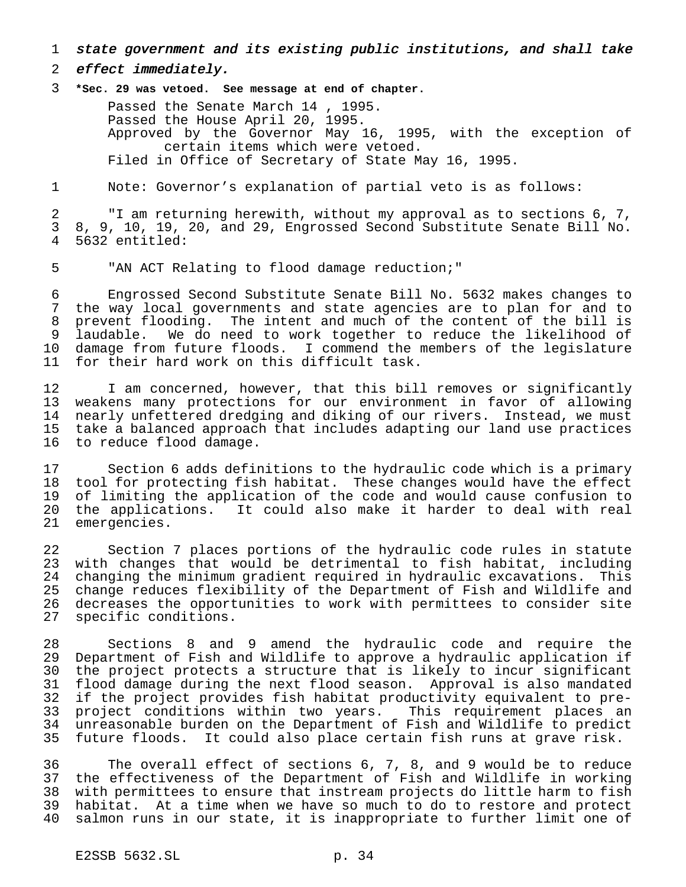*state government and its existing public institutions, and shall take effect immediately.*

**\*Sec. 29 was vetoed. See message at end of chapter.**

Passed the Senate March 14 , 1995.
Passed the House April 20, 1995.
Approved by the Governor May 16, 1995, with the exception of certain items which were vetoed.
Filed in Office of Secretary of State May 16, 1995.

Note: Governor's explanation of partial veto is as follows:

"I am returning herewith, without my approval as to sections 6, 7, 8, 9, 10, 19, 20, and 29, Engrossed Second Substitute Senate Bill No. 5632 entitled:

"AN ACT Relating to flood damage reduction;"

Engrossed Second Substitute Senate Bill No. 5632 makes changes to the way local governments and state agencies are to plan for and to prevent flooding. The intent and much of the content of the bill is laudable. We do need to work together to reduce the likelihood of damage from future floods. I commend the members of the legislature for their hard work on this difficult task.

I am concerned, however, that this bill removes or significantly weakens many protections for our environment in favor of allowing nearly unfettered dredging and diking of our rivers. Instead, we must take a balanced approach that includes adapting our land use practices to reduce flood damage.

Section 6 adds definitions to the hydraulic code which is a primary tool for protecting fish habitat. These changes would have the effect of limiting the application of the code and would cause confusion to the applications. It could also make it harder to deal with real emergencies.

Section 7 places portions of the hydraulic code rules in statute with changes that would be detrimental to fish habitat, including changing the minimum gradient required in hydraulic excavations. This change reduces flexibility of the Department of Fish and Wildlife and decreases the opportunities to work with permittees to consider site specific conditions.

Sections 8 and 9 amend the hydraulic code and require the Department of Fish and Wildlife to approve a hydraulic application if the project protects a structure that is likely to incur significant flood damage during the next flood season. Approval is also mandated if the project provides fish habitat productivity equivalent to pre-project conditions within two years. This requirement places an unreasonable burden on the Department of Fish and Wildlife to predict future floods. It could also place certain fish runs at grave risk.

The overall effect of sections 6, 7, 8, and 9 would be to reduce the effectiveness of the Department of Fish and Wildlife in working with permittees to ensure that instream projects do little harm to fish habitat. At a time when we have so much to do to restore and protect salmon runs in our state, it is inappropriate to further limit one of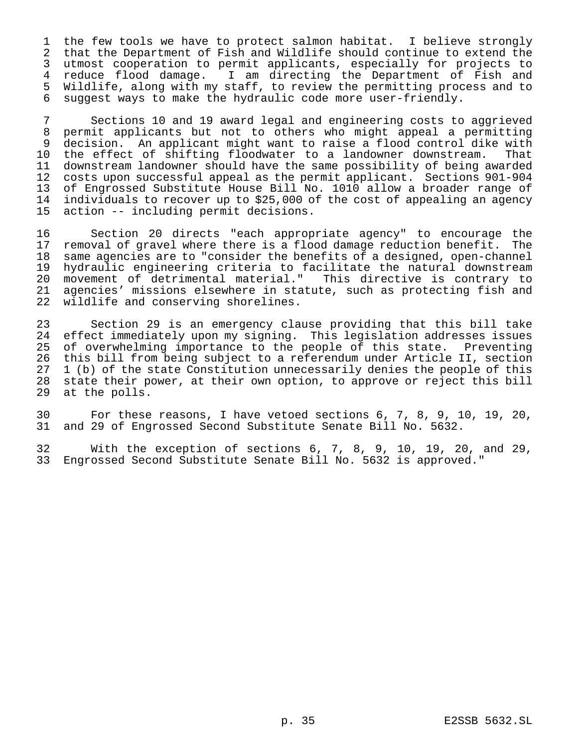the few tools we have to protect salmon habitat. I believe strongly that the Department of Fish and Wildlife should continue to extend the utmost cooperation to permit applicants, especially for projects to reduce flood damage. I am directing the Department of Fish and Wildlife, along with my staff, to review the permitting process and to suggest ways to make the hydraulic code more user-friendly.

Sections 10 and 19 award legal and engineering costs to aggrieved permit applicants but not to others who might appeal a permitting decision. An applicant might want to raise a flood control dike with the effect of shifting floodwater to a landowner downstream. That downstream landowner should have the same possibility of being awarded costs upon successful appeal as the permit applicant. Sections 901-904 of Engrossed Substitute House Bill No. 1010 allow a broader range of individuals to recover up to $25,000 of the cost of appealing an agency action -- including permit decisions.

Section 20 directs "each appropriate agency" to encourage the removal of gravel where there is a flood damage reduction benefit. The same agencies are to "consider the benefits of a designed, open-channel hydraulic engineering criteria to facilitate the natural downstream movement of detrimental material." This directive is contrary to agencies' missions elsewhere in statute, such as protecting fish and wildlife and conserving shorelines.

Section 29 is an emergency clause providing that this bill take effect immediately upon my signing. This legislation addresses issues of overwhelming importance to the people of this state. Preventing this bill from being subject to a referendum under Article II, section 1 (b) of the state Constitution unnecessarily denies the people of this state their power, at their own option, to approve or reject this bill at the polls.

For these reasons, I have vetoed sections 6, 7, 8, 9, 10, 19, 20, and 29 of Engrossed Second Substitute Senate Bill No. 5632.

With the exception of sections 6, 7, 8, 9, 10, 19, 20, and 29, Engrossed Second Substitute Senate Bill No. 5632 is approved."